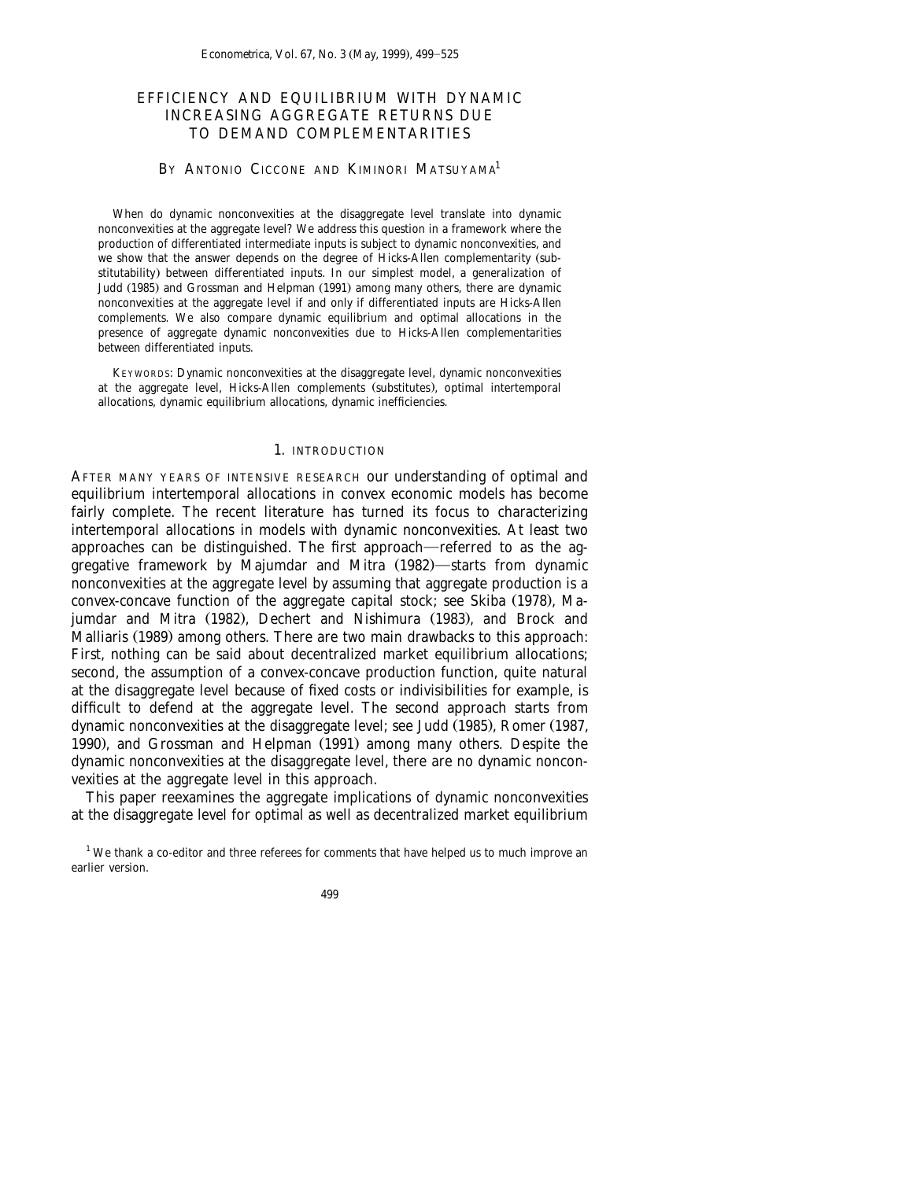# EFFICIENCY AND EQUILIBRIUM WITH DYNAMIC INCREASING AGGREGATE RETURNS DUE TO DEMAND COMPLEMENTARITIES

BY ANTONIO CICCONE AND KIMINORI MATSUYAMA[1]

When do dynamic nonconvexities at the disaggregate level translate into dynamic nonconvexities at the aggregate level? We address this question in a framework where the production of differentiated intermediate inputs is subject to dynamic nonconvexities, and we show that the answer depends on the degree of Hicks-Allen complementarity (substitutability) between differentiated inputs. In our simplest model, a generalization of Judd (1985) and Grossman and Helpman (1991) among many others, there are dynamic nonconvexities at the aggregate level if and only if differentiated inputs are Hicks-Allen complements. We also compare dynamic equilibrium and optimal allocations in the presence of aggregate dynamic nonconvexities due to Hicks-Allen complementarities between differentiated inputs.

KEYWORDS: Dynamic nonconvexities at the disaggregate level, dynamic nonconvexities at the aggregate level, Hicks-Allen complements (substitutes), optimal intertemporal allocations, dynamic equilibrium allocations, dynamic inefficiencies.

## 1. INTRODUCTION

AFTER MANY YEARS OF INTENSIVE RESEARCH our understanding of optimal and equilibrium intertemporal allocations in convex economic models has become fairly complete. The recent literature has turned its focus to characterizing intertemporal allocations in models with dynamic nonconvexities. At least two approaches can be distinguished. The first approach—referred to as the aggregative framework by Majumdar and Mitra (1982)—starts from dynamic nonconvexities at the aggregate level by assuming that aggregate production is a convex-concave function of the aggregate capital stock; see Skiba (1978), Majumdar and Mitra (1982), Dechert and Nishimura (1983), and Brock and Malliaris (1989) among others. There are two main drawbacks to this approach: First, nothing can be said about decentralized market equilibrium allocations; second, the assumption of a convex-concave production function, quite natural at the disaggregate level because of fixed costs or indivisibilities for example, is difficult to defend at the aggregate level. The second approach starts from dynamic nonconvexities at the disaggregate level; see Judd (1985), Romer (1987, 1990), and Grossman and Helpman (1991) among many others. Despite the dynamic nonconvexities at the disaggregate level, there are no dynamic nonconvexities at the aggregate level in this approach.

This paper reexamines the aggregate implications of dynamic nonconvexities at the disaggregate level for optimal as well as decentralized market equilibrium

[1] We thank a co-editor and three referees for comments that have helped us to much improve an earlier version.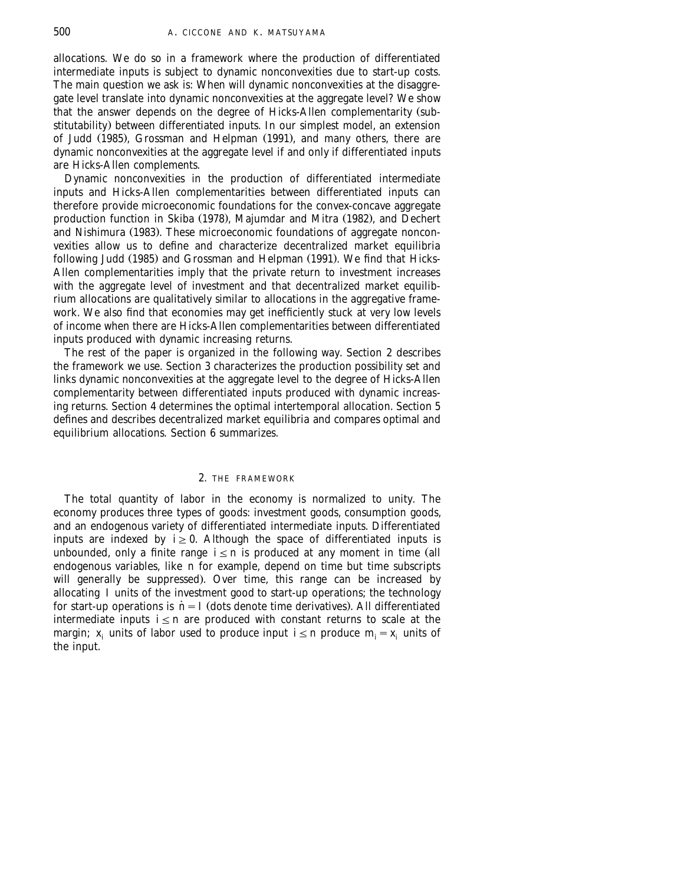allocations. We do so in a framework where the production of differentiated intermediate inputs is subject to dynamic nonconvexities due to start-up costs. The main question we ask is: When will dynamic nonconvexities at the disaggregate level translate into dynamic nonconvexities at the aggregate level? We show that the answer depends on the degree of Hicks-Allen complementarity (substitutability) between differentiated inputs. In our simplest model, an extension of Judd (1985), Grossman and Helpman (1991), and many others, there are dynamic nonconvexities at the aggregate level if and only if differentiated inputs are Hicks-Allen complements.

Dynamic nonconvexities in the production of differentiated intermediate inputs and Hicks-Allen complementarities between differentiated inputs can therefore provide microeconomic foundations for the convex-concave aggregate production function in Skiba (1978), Majumdar and Mitra (1982), and Dechert and Nishimura (1983). These microeconomic foundations of aggregate nonconvexities allow us to define and characterize decentralized market equilibria following Judd (1985) and Grossman and Helpman (1991). We find that Hicks-Allen complementarities imply that the private return to investment increases with the aggregate level of investment and that decentralized market equilibrium allocations are qualitatively similar to allocations in the aggregative framework. We also find that economies may get inefficiently stuck at very low levels of income when there are Hicks-Allen complementarities between differentiated inputs produced with dynamic increasing returns.

The rest of the paper is organized in the following way. Section 2 describes the framework we use. Section 3 characterizes the production possibility set and links dynamic nonconvexities at the aggregate level to the degree of Hicks-Allen complementarity between differentiated inputs produced with dynamic increasing returns. Section 4 determines the optimal intertemporal allocation. Section 5 defines and describes decentralized market equilibria and compares optimal and equilibrium allocations. Section 6 summarizes.

## 2. THE FRAMEWORK

The total quantity of labor in the economy is normalized to unity. The economy produces three types of goods: investment goods, consumption goods, and an endogenous variety of differentiated intermediate inputs. Differentiated inputs are indexed by $i \geq 0$. Although the space of differentiated inputs is unbounded, only a finite range $i \leq n$ is produced at any moment in time (all endogenous variables, like $n$ for example, depend on time but time subscripts will generally be suppressed). Over time, this range can be increased by allocating $I$ units of the investment good to start-up operations; the technology for start-up operations is $\dot{n} = I$ (dots denote time derivatives). All differentiated intermediate inputs $i \leq n$ are produced with constant returns to scale at the margin; $x_i$ units of labor used to produce input $i \leq n$ produce $m_i = x_i$ units of the input.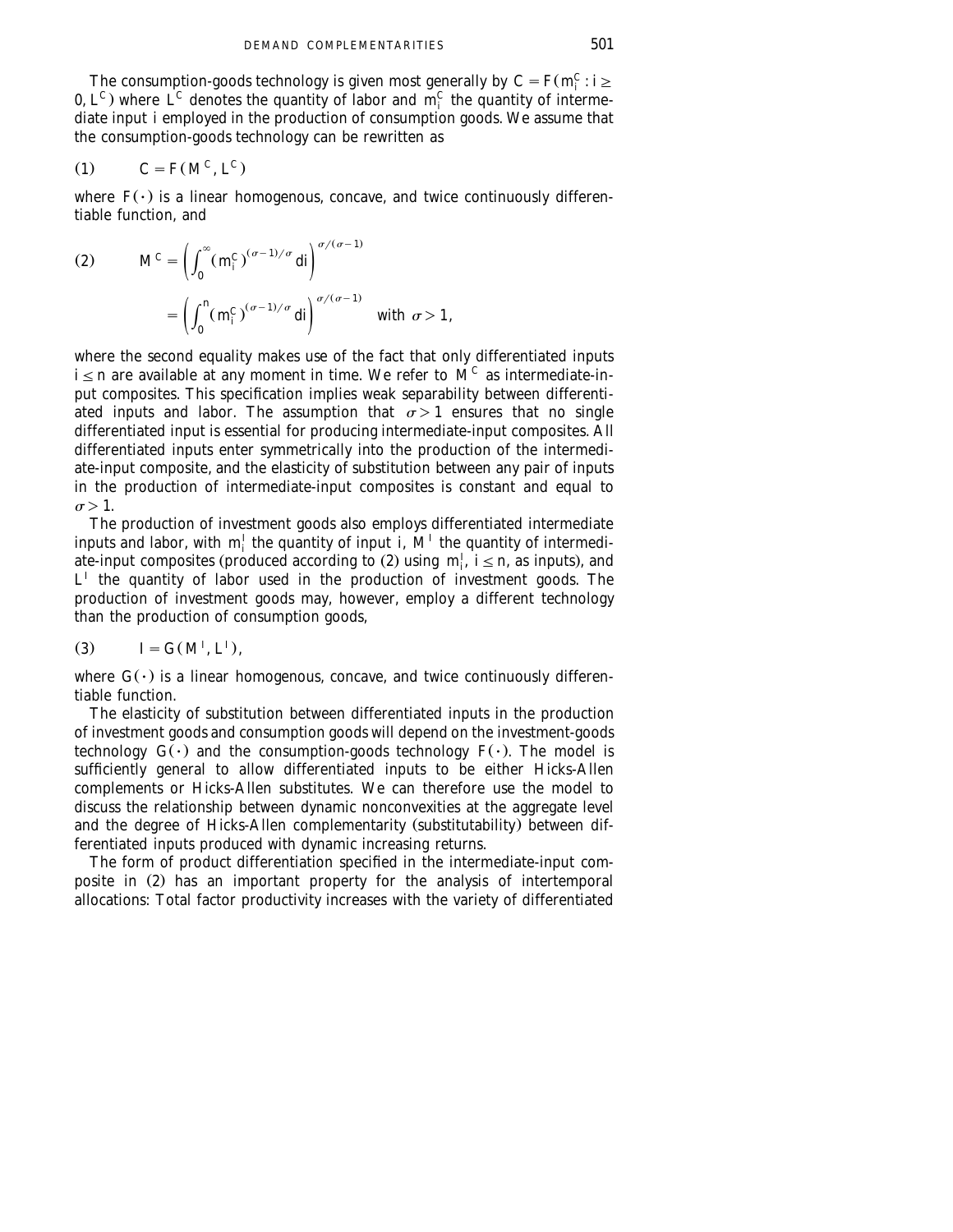The consumption-goods technology is given most generally by $C = F(m_i^C : i \geq 0, L^C)$ where $L^C$ denotes the quantity of labor and $m_i^C$ the quantity of intermediate input $i$ employed in the production of consumption goods. We assume that the consumption-goods technology can be rewritten as

$$(1) \qquad C = F(M^C, L^C)$$

where $F(\cdot)$ is a linear homogenous, concave, and twice continuously differentiable function, and

$$(2) \qquad M^C = \left( \int_0^{\infty} (m_i^C)^{(\sigma - 1)/\sigma} \, di \right)^{\sigma/(\sigma - 1)}$$

$$= \left( \int_0^{n} (m_i^C)^{(\sigma - 1)/\sigma} \, di \right)^{\sigma/(\sigma - 1)} \quad \text{with } \sigma > 1,$$

where the second equality makes use of the fact that only differentiated inputs $i \leq n$ are available at any moment in time. We refer to $M^C$ as intermediate-input composites. This specification implies weak separability between differentiated inputs and labor. The assumption that $\sigma > 1$ ensures that no single differentiated input is essential for producing intermediate-input composites. All differentiated inputs enter symmetrically into the production of the intermediate-input composite, and the elasticity of substitution between any pair of inputs in the production of intermediate-input composites is constant and equal to $\sigma > 1$.

The production of investment goods also employs differentiated intermediate inputs and labor, with $m_i^I$ the quantity of input $i$, $M^I$ the quantity of intermediate-input composites (produced according to (2) using $m_i^I$, $i \leq n$, as inputs), and $L^I$ the quantity of labor used in the production of investment goods. The production of investment goods may, however, employ a different technology than the production of consumption goods,

$$(3) \qquad I = G(M^I, L^I),$$

where $G(\cdot)$ is a linear homogenous, concave, and twice continuously differentiable function.

The elasticity of substitution between differentiated inputs in the production of investment goods and consumption goods will depend on the investment-goods technology $G(\cdot)$ and the consumption-goods technology $F(\cdot)$. The model is sufficiently general to allow differentiated inputs to be either Hicks-Allen complements or Hicks-Allen substitutes. We can therefore use the model to discuss the relationship between dynamic nonconvexities at the aggregate level and the degree of Hicks-Allen complementarity (substitutability) between differentiated inputs produced with dynamic increasing returns.

The form of product differentiation specified in the intermediate-input composite in (2) has an important property for the analysis of intertemporal allocations: Total factor productivity increases with the variety of differentiated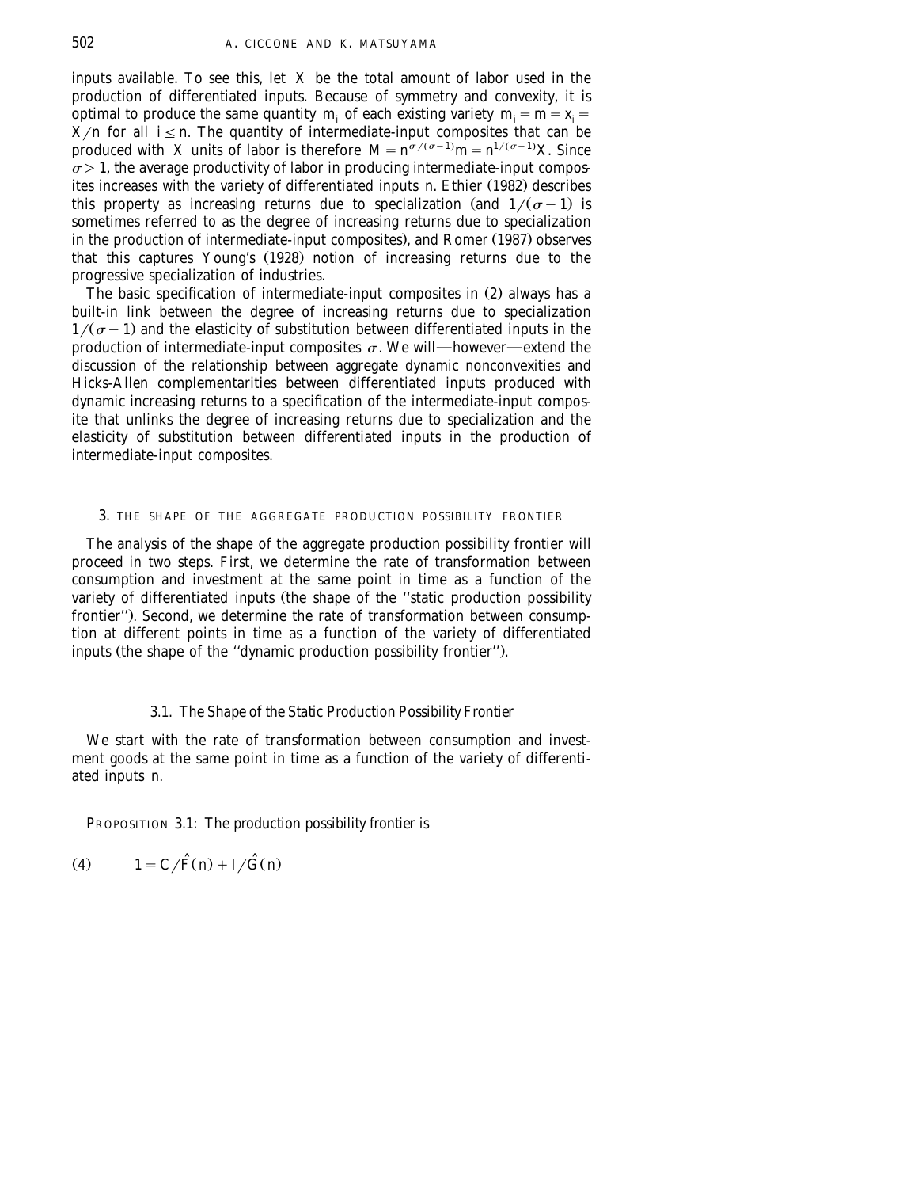inputs available. To see this, let $X$ be the total amount of labor used in the production of differentiated inputs. Because of symmetry and convexity, it is optimal to produce the same quantity $m_i$ of each existing variety $m_i = m = x_i = X/n$ for all $i \leq n$. The quantity of intermediate-input composites that can be produced with $X$ units of labor is therefore $M = n^{\sigma/(\sigma-1)}m = n^{1/(\sigma-1)}X$. Since $\sigma > 1$, the average productivity of labor in producing intermediate-input composites increases with the variety of differentiated inputs $n$. Ethier (1982) describes this property as increasing returns due to specialization (and $1/(\sigma-1)$ is sometimes referred to as the degree of increasing returns due to specialization in the production of intermediate-input composites), and Romer (1987) observes that this captures Young's (1928) notion of increasing returns due to the progressive specialization of industries.

The basic specification of intermediate-input composites in (2) always has a built-in link between the degree of increasing returns due to specialization $1/(\sigma-1)$ and the elasticity of substitution between differentiated inputs in the production of intermediate-input composites $\sigma$. We will—however—extend the discussion of the relationship between aggregate dynamic nonconvexities and Hicks-Allen complementarities between differentiated inputs produced with dynamic increasing returns to a specification of the intermediate-input composite that unlinks the degree of increasing returns due to specialization and the elasticity of substitution between differentiated inputs in the production of intermediate-input composites.

## 3. THE SHAPE OF THE AGGREGATE PRODUCTION POSSIBILITY FRONTIER

The analysis of the shape of the aggregate production possibility frontier will proceed in two steps. First, we determine the rate of transformation between consumption and investment at the same point in time as a function of the variety of differentiated inputs (the shape of the "static production possibility frontier"). Second, we determine the rate of transformation between consumption at different points in time as a function of the variety of differentiated inputs (the shape of the "dynamic production possibility frontier").

### 3.1. *The Shape of the Static Production Possibility Frontier*

We start with the rate of transformation between consumption and investment goods at the same point in time as a function of the variety of differentiated inputs $n$.

PROPOSITION 3.1: *The production possibility frontier is*

$$1 = C/\hat{F}(n) + I/\hat{G}(n) \tag{4}$$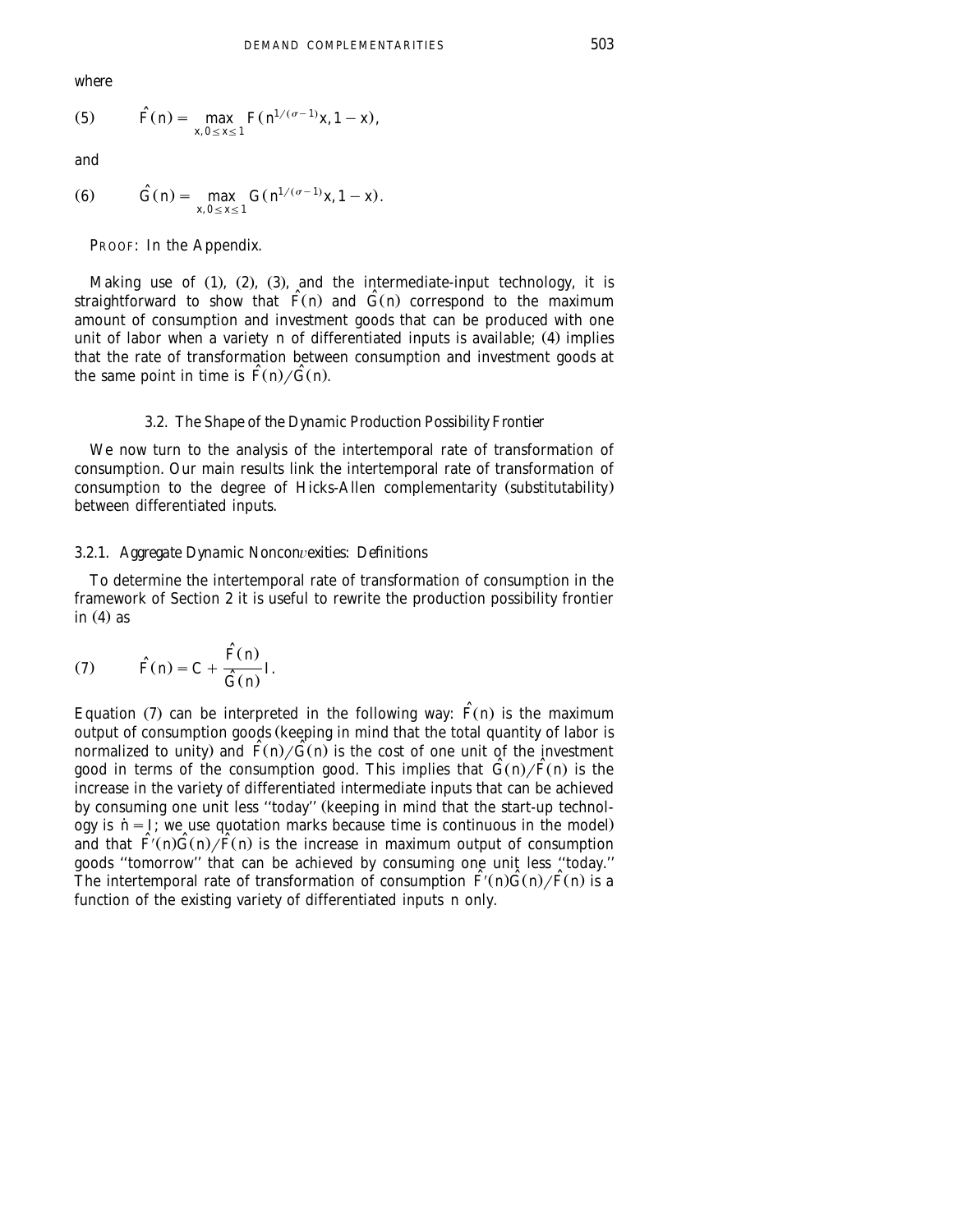where

$$(5) \qquad \hat{F}(n) = \max_{x,\, 0 \leq x \leq 1} F(n^{1/(\sigma-1)}x, 1-x),$$

and

$$(6) \qquad \hat{G}(n) = \max_{x,\, 0 \leq x \leq 1} G(n^{1/(\sigma-1)}x, 1-x).$$

PROOF: In the Appendix.

Making use of (1), (2), (3), and the intermediate-input technology, it is straightforward to show that $\hat{F}(n)$ and $\hat{G}(n)$ correspond to the maximum amount of consumption and investment goods that can be produced with one unit of labor when a variety $n$ of differentiated inputs is available; (4) implies that the rate of transformation between consumption and investment goods at the same point in time is $\hat{F}(n)/\hat{G}(n)$.

### 3.2. *The Shape of the Dynamic Production Possibility Frontier*

We now turn to the analysis of the intertemporal rate of transformation of consumption. Our main results link the intertemporal rate of transformation of consumption to the degree of Hicks-Allen complementarity (substitutability) between differentiated inputs.

#### 3.2.1. *Aggregate Dynamic Nonconvexities: Definitions*

To determine the intertemporal rate of transformation of consumption in the framework of Section 2 it is useful to rewrite the production possibility frontier in (4) as

$$(7) \qquad \hat{F}(n) = C + \frac{\hat{F}(n)}{\hat{G}(n)} I.$$

Equation (7) can be interpreted in the following way: $\hat{F}(n)$ is the maximum output of consumption goods (keeping in mind that the total quantity of labor is normalized to unity) and $\hat{F}(n)/\hat{G}(n)$ is the cost of one unit of the investment good in terms of the consumption good. This implies that $\hat{G}(n)/\hat{F}(n)$ is the increase in the variety of differentiated intermediate inputs that can be achieved by consuming one unit less "today" (keeping in mind that the start-up technology is $\dot{n} = I$; we use quotation marks because time is continuous in the model) and that $\hat{F}'(n)\hat{G}(n)/\hat{F}(n)$ is the increase in maximum output of consumption goods "tomorrow" that can be achieved by consuming one unit less "today." The intertemporal rate of transformation of consumption $\hat{F}'(n)\hat{G}(n)/\hat{F}(n)$ is a function of the existing variety of differentiated inputs $n$ only.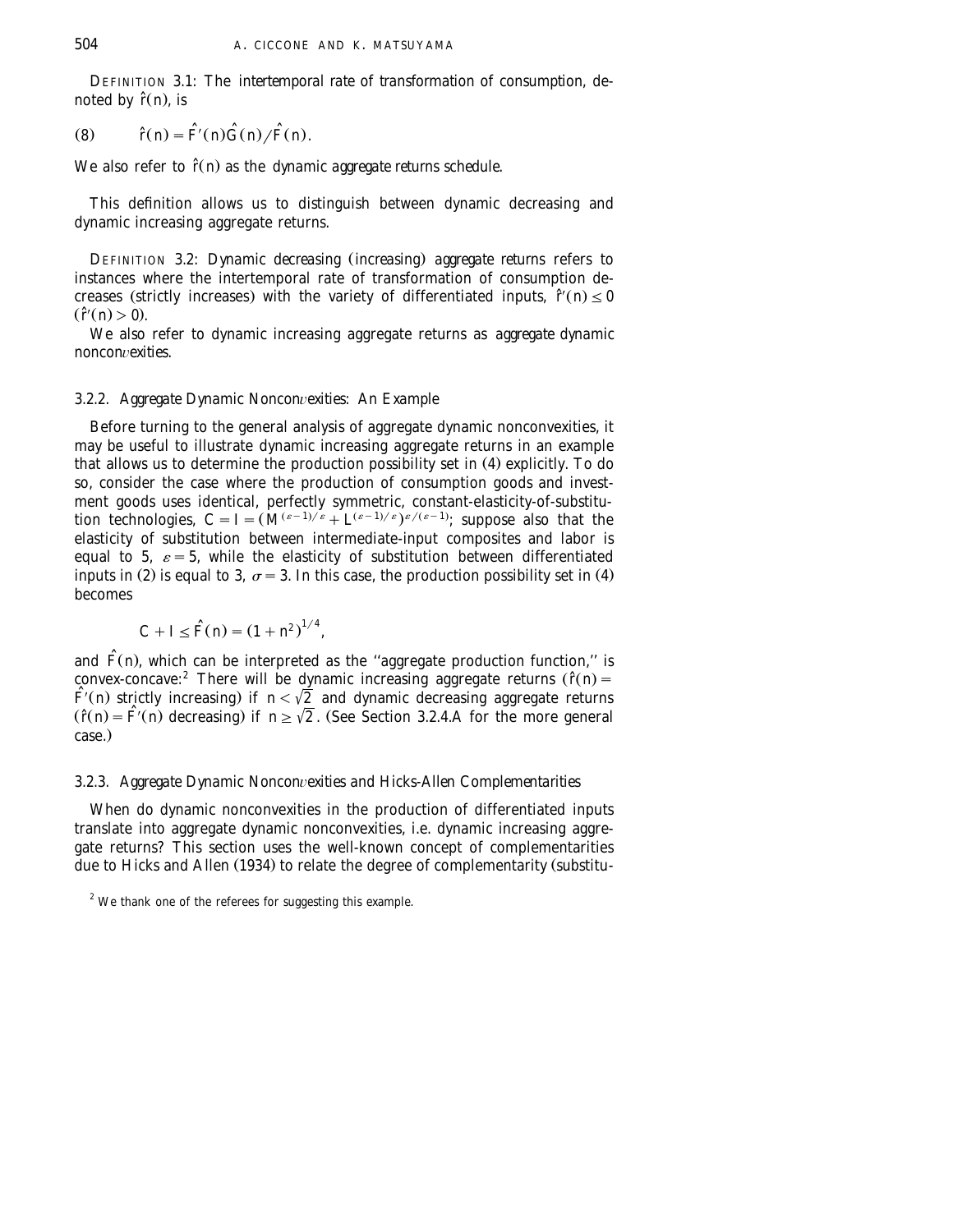DEFINITION 3.1: *The intertemporal rate of transformation of consumption, denoted by* $\hat{r}(n)$, *is*

$$(8) \qquad \hat{r}(n) = \hat{F}'(n)\hat{G}(n)/\hat{F}(n).$$

*We also refer to* $\hat{r}(n)$ *as the dynamic aggregate returns schedule.*

This definition allows us to distinguish between dynamic decreasing and dynamic increasing aggregate returns.

DEFINITION 3.2: *Dynamic decreasing (increasing) aggregate returns refers to instances where the intertemporal rate of transformation of consumption decreases (strictly increases) with the variety of differentiated inputs,* $\hat{r}'(n) \leq 0$ $(\hat{r}'(n) > 0)$.

*We also refer to dynamic increasing aggregate returns as aggregate dynamic nonconvexities.*

### 3.2.2. *Aggregate Dynamic Nonconvexities: An Example*

Before turning to the general analysis of aggregate dynamic nonconvexities, it may be useful to illustrate dynamic increasing aggregate returns in an example that allows us to determine the production possibility set in (4) explicitly. To do so, consider the case where the production of consumption goods and investment goods uses identical, perfectly symmetric, constant-elasticity-of-substitution technologies, $C = I = (M^{(\varepsilon-1)/\varepsilon} + L^{(\varepsilon-1)/\varepsilon})^{\varepsilon/(\varepsilon-1)}$; suppose also that the elasticity of substitution between intermediate-input composites and labor is equal to 5, $\varepsilon = 5$, while the elasticity of substitution between differentiated inputs in (2) is equal to 3, $\sigma = 3$. In this case, the production possibility set in (4) becomes

$$C + I \leq \hat{F}(n) = (1 + n^2)^{1/4},$$

and $\hat{F}(n)$, which can be interpreted as the "aggregate production function," is convex-concave:[2] There will be dynamic increasing aggregate returns ($\hat{r}(n) = \hat{F}'(n)$ strictly increasing) if $n < \sqrt{2}$ and dynamic decreasing aggregate returns ($\hat{r}(n) = \hat{F}'(n)$ decreasing) if $n \geq \sqrt{2}$. (See Section 3.2.4.A for the more general case.)

### 3.2.3. *Aggregate Dynamic Nonconvexities and Hicks-Allen Complementarities*

When do dynamic nonconvexities in the production of differentiated inputs translate into aggregate dynamic nonconvexities, i.e. dynamic increasing aggregate returns? This section uses the well-known concept of complementarities due to Hicks and Allen (1934) to relate the degree of complementarity (substitu-

[2] We thank one of the referees for suggesting this example.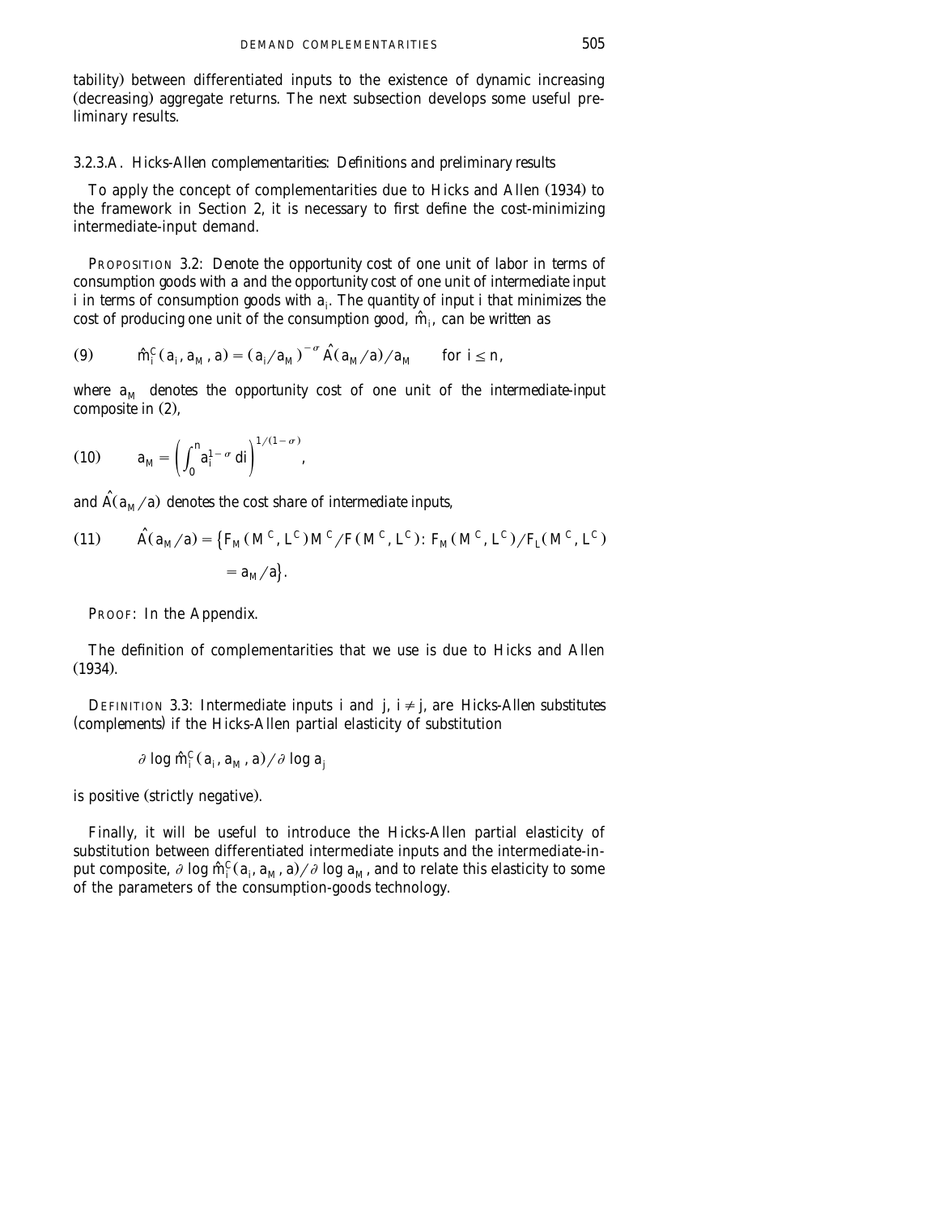tability) between differentiated inputs to the existence of dynamic increasing (decreasing) aggregate returns. The next subsection develops some useful preliminary results.

### 3.2.3.A. *Hicks-Allen complementarities: Definitions and preliminary results*

To apply the concept of complementarities due to Hicks and Allen (1934) to the framework in Section 2, it is necessary to first define the cost-minimizing intermediate-input demand.

PROPOSITION 3.2: *Denote the opportunity cost of one unit of labor in terms of consumption goods with $a$ and the opportunity cost of one unit of intermediate input $i$ in terms of consumption goods with $a_i$. The quantity of input $i$ that minimizes the cost of producing one unit of the consumption good, $\hat{m}_i$, can be written as*

$$\text{(9)} \qquad \hat{m}_i^C(a_i, a_M, a) = (a_i/a_M)^{-\sigma}\hat{A}(a_M/a)/a_M \qquad \text{for } i \leq n,$$

*where $a_M$ denotes the opportunity cost of one unit of the intermediate-input composite in (2),*

$$\text{(10)} \qquad a_M = \left(\int_0^n a_i^{1-\sigma}\,di\right)^{1/(1-\sigma)},$$

*and $\hat{A}(a_M/a)$ denotes the cost share of intermediate inputs,*

$$\text{(11)} \qquad \hat{A}(a_M/a) = \left\{F_M(M^C, L^C)M^C/F(M^C, L^C) \colon F_M(M^C, L^C)/F_L(M^C, L^C) = a_M/a\right\}.$$

PROOF: In the Appendix.

The definition of complementarities that we use is due to Hicks and Allen (1934).

DEFINITION 3.3: *Intermediate inputs $i$ and $j$, $i \neq j$, are Hicks-Allen substitutes (complements) if the Hicks-Allen partial elasticity of substitution*

$$\partial \log \hat{m}_i^C(a_i, a_M, a)/\partial \log a_j$$

*is positive (strictly negative).*

Finally, it will be useful to introduce the Hicks-Allen partial elasticity of substitution between differentiated intermediate inputs and the intermediate-input composite, $\partial \log \hat{m}_i^C(a_i, a_M, a)/\partial \log a_M$, and to relate this elasticity to some of the parameters of the consumption-goods technology.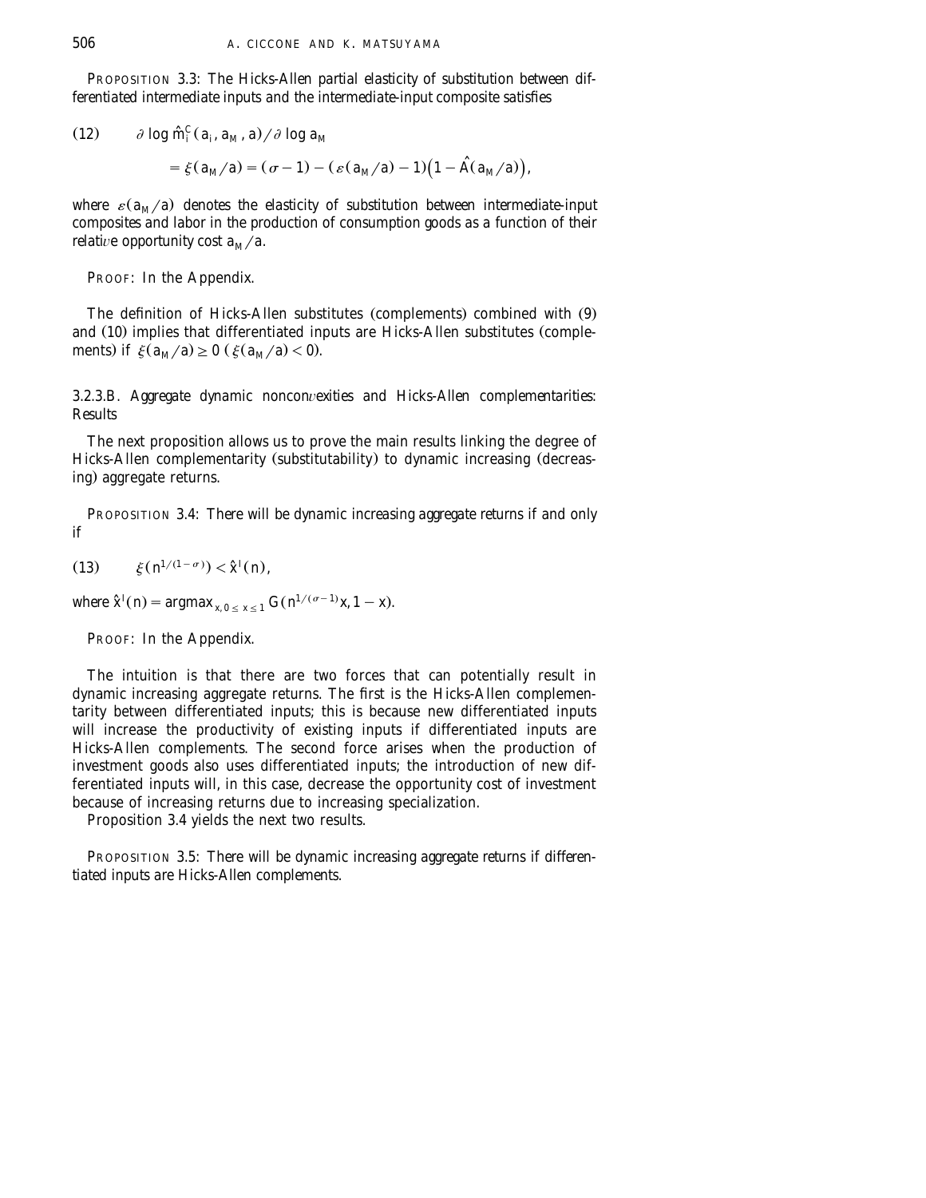PROPOSITION 3.3: *The Hicks-Allen partial elasticity of substitution between differentiated intermediate inputs and the intermediate-input composite satisfies*

$$
(12) \qquad \partial \log \hat{m}_i^C(a_i, a_M, a)/\partial \log a_M
$$

$$
= \xi(a_M/a) = (\sigma - 1) - (\varepsilon(a_M/a) - 1)\big(1 - \hat{A}(a_M/a)\big),
$$

*where* $\varepsilon(a_M/a)$ *denotes the elasticity of substitution between intermediate-input composites and labor in the production of consumption goods as a function of their relative opportunity cost* $a_M/a$.

PROOF: In the Appendix.

The definition of Hicks-Allen substitutes (complements) combined with (9) and (10) implies that differentiated inputs are Hicks-Allen substitutes (complements) if $\xi(a_M/a) \geq 0$ ($\xi(a_M/a) < 0$).

*3.2.3.B. Aggregate dynamic nonconvexities and Hicks-Allen complementarities: Results*

The next proposition allows us to prove the main results linking the degree of Hicks-Allen complementarity (substitutability) to dynamic increasing (decreasing) aggregate returns.

PROPOSITION 3.4: *There will be dynamic increasing aggregate returns if and only if*

$$
(13) \qquad \xi(n^{1/(1-\sigma)}) < \hat{x}^I(n),
$$

*where* $\hat{x}^I(n) = \operatorname{argmax}_{x,\, 0 \leq x \leq 1} G(n^{1/(\sigma-1)}x, 1 - x)$.

PROOF: In the Appendix.

The intuition is that there are two forces that can potentially result in dynamic increasing aggregate returns. The first is the Hicks-Allen complementarity between differentiated inputs; this is because new differentiated inputs will increase the productivity of existing inputs if differentiated inputs are Hicks-Allen complements. The second force arises when the production of investment goods also uses differentiated inputs; the introduction of new differentiated inputs will, in this case, decrease the opportunity cost of investment because of increasing returns due to increasing specialization.

Proposition 3.4 yields the next two results.

PROPOSITION 3.5: *There will be dynamic increasing aggregate returns if differentiated inputs are Hicks-Allen complements.*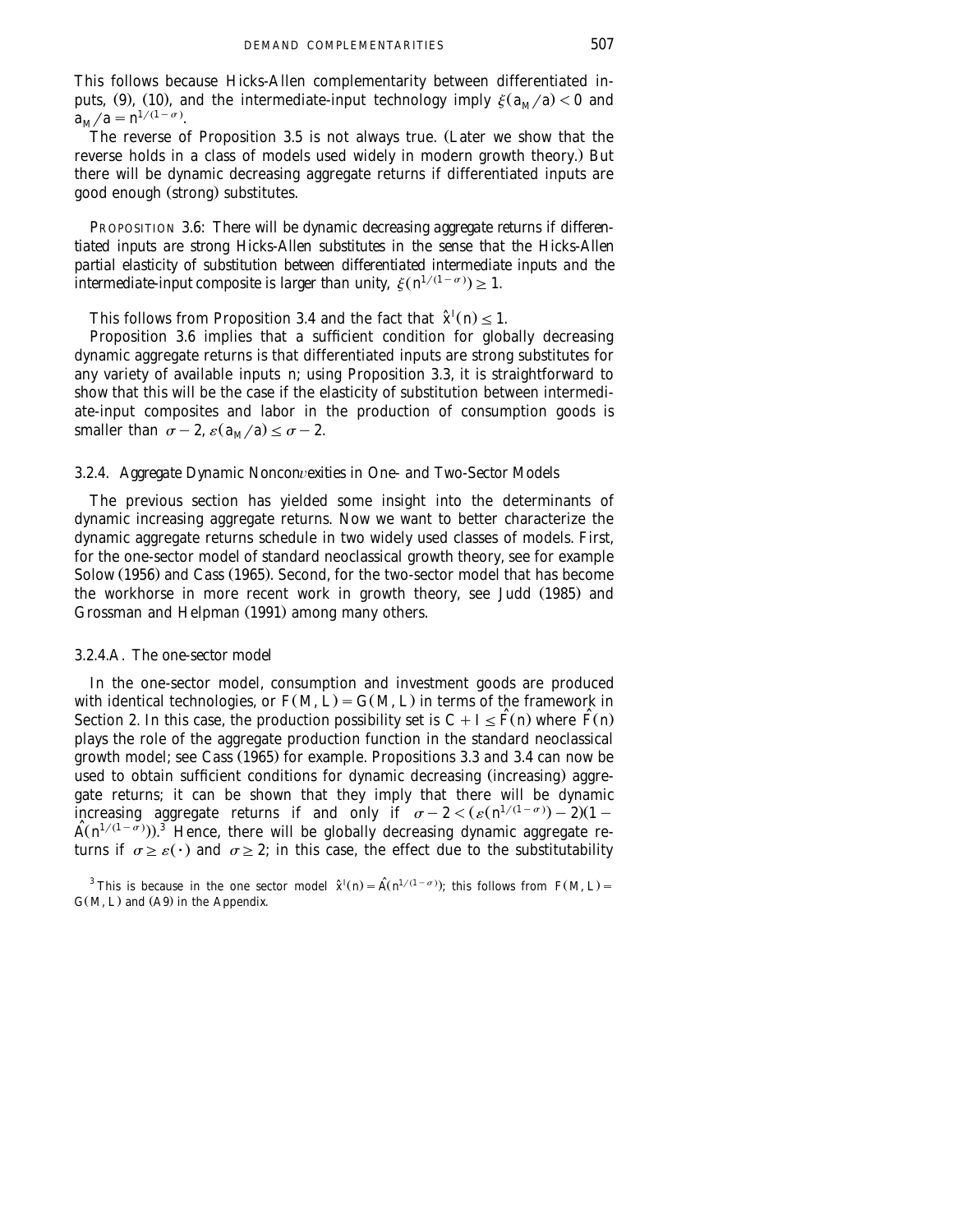This follows because Hicks-Allen complementarity between differentiated inputs, (9), (10), and the intermediate-input technology imply $\xi(a_M/a) < 0$ and $a_M/a = n^{1/(1-\sigma)}$.

The reverse of Proposition 3.5 is not always true. (Later we show that the reverse holds in a class of models used widely in modern growth theory.) But there will be dynamic decreasing aggregate returns if differentiated inputs are good enough (strong) substitutes.

PROPOSITION 3.6: *There will be dynamic decreasing aggregate returns if differentiated inputs are strong Hicks-Allen substitutes in the sense that the Hicks-Allen partial elasticity of substitution between differentiated intermediate inputs and the intermediate-input composite is larger than unity,* $\xi(n^{1/(1-\sigma)}) \geq 1$.

This follows from Proposition 3.4 and the fact that $\hat{x}^I(n) \leq 1$.

Proposition 3.6 implies that a sufficient condition for globally decreasing dynamic aggregate returns is that differentiated inputs are strong substitutes for any variety of available inputs $n$; using Proposition 3.3, it is straightforward to show that this will be the case if the elasticity of substitution between intermediate-input composites and labor in the production of consumption goods is smaller than $\sigma - 2$, $\varepsilon(a_M/a) \leq \sigma - 2$.

### 3.2.4. *Aggregate Dynamic Nonconvexities in One- and Two-Sector Models*

The previous section has yielded some insight into the determinants of dynamic increasing aggregate returns. Now we want to better characterize the dynamic aggregate returns schedule in two widely used classes of models. First, for the one-sector model of standard neoclassical growth theory, see for example Solow (1956) and Cass (1965). Second, for the two-sector model that has become the workhorse in more recent work in growth theory, see Judd (1985) and Grossman and Helpman (1991) among many others.

#### 3.2.4.A. *The one-sector model*

In the one-sector model, consumption and investment goods are produced with identical technologies, or $F(M, L) = G(M, L)$ in terms of the framework in Section 2. In this case, the production possibility set is $C + I \leq \hat{F}(n)$ where $\hat{F}(n)$ plays the role of the aggregate production function in the standard neoclassical growth model; see Cass (1965) for example. Propositions 3.3 and 3.4 can now be used to obtain sufficient conditions for dynamic decreasing (increasing) aggregate returns; it can be shown that they imply that there will be dynamic increasing aggregate returns if and only if $\sigma - 2 < (\varepsilon(n^{1/(1-\sigma)}) - 2)(1 - \hat{A}(n^{1/(1-\sigma)}))$.[3] Hence, there will be globally decreasing dynamic aggregate returns if $\sigma \geq \varepsilon(\cdot)$ and $\sigma \geq 2$; in this case, the effect due to the substitutability

[3] This is because in the one sector model $\hat{x}^I(n) = \hat{A}(n^{1/(1-\sigma)})$; this follows from $F(M, L) = G(M, L)$ and (A9) in the Appendix.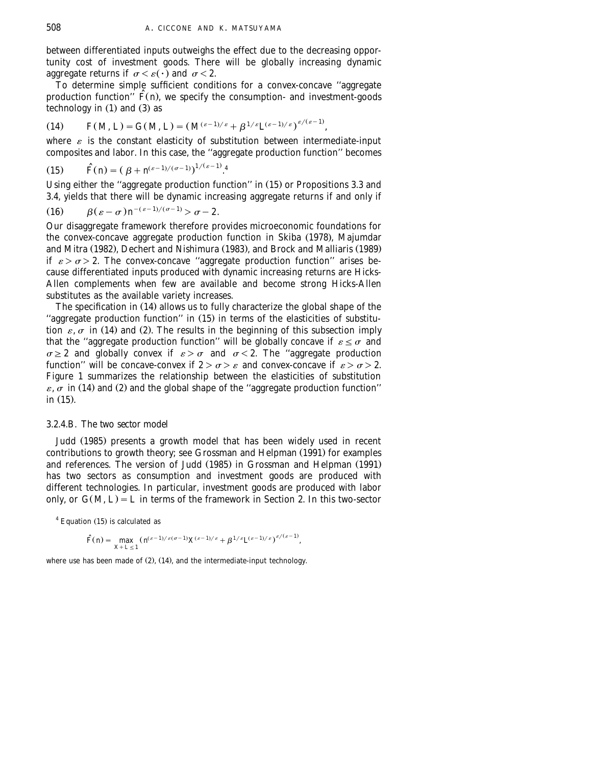between differentiated inputs outweighs the effect due to the decreasing opportunity cost of investment goods. There will be globally increasing dynamic aggregate returns if $\sigma < \varepsilon(\cdot)$ and $\sigma < 2$.

To determine simple sufficient conditions for a convex-concave "aggregate production function" $\hat{F}(n)$, we specify the consumption- and investment-goods technology in (1) and (3) as

$$F(M, L) = G(M, L) = \left(M^{(\varepsilon-1)/\varepsilon} + \beta^{1/\varepsilon} L^{(\varepsilon-1)/\varepsilon}\right)^{\varepsilon/(\varepsilon-1)}, \tag{14}$$

where $\varepsilon$ is the constant elasticity of substitution between intermediate-input composites and labor. In this case, the "aggregate production function" becomes

$$\hat{F}(n) = \left(\beta + n^{(\varepsilon-1)/(\sigma-1)}\right)^{1/(\varepsilon-1)}.[4] \tag{15}$$

Using either the "aggregate production function" in (15) or Propositions 3.3 and 3.4, yields that there will be dynamic increasing aggregate returns if and only if

$$\beta(\varepsilon - \sigma) n^{-(\varepsilon-1)/(\sigma-1)} > \sigma - 2. \tag{16}$$

Our disaggregate framework therefore provides microeconomic foundations for the convex-concave aggregate production function in Skiba (1978), Majumdar and Mitra (1982), Dechert and Nishimura (1983), and Brock and Malliaris (1989) if $\varepsilon > \sigma > 2$. The convex-concave "aggregate production function" arises because differentiated inputs produced with dynamic increasing returns are Hicks-Allen complements when few are available and become strong Hicks-Allen substitutes as the available variety increases.

The specification in (14) allows us to fully characterize the global shape of the "aggregate production function" in (15) in terms of the elasticities of substitution $\varepsilon, \sigma$ in (14) and (2). The results in the beginning of this subsection imply that the "aggregate production function" will be globally concave if $\varepsilon \leq \sigma$ and $\sigma \geq 2$ and globally convex if $\varepsilon > \sigma$ and $\sigma < 2$. The "aggregate production function" will be concave-convex if $2 > \sigma > \varepsilon$ and convex-concave if $\varepsilon > \sigma > 2$. Figure 1 summarizes the relationship between the elasticities of substitution $\varepsilon, \sigma$ in (14) and (2) and the global shape of the "aggregate production function" in (15).

### 3.2.4.B. *The two sector model*

Judd (1985) presents a growth model that has been widely used in recent contributions to growth theory; see Grossman and Helpman (1991) for examples and references. The version of Judd (1985) in Grossman and Helpman (1991) has two sectors as consumption and investment goods are produced with different technologies. In particular, investment goods are produced with labor only, or $G(M, L) = L$ in terms of the framework in Section 2. In this two-sector

---

[4] Equation (15) is calculated as

$$\hat{F}(n) = \max_{X+L \leq 1} \left(n^{(\varepsilon-1)/\varepsilon(\sigma-1)} X^{(\varepsilon-1)/\varepsilon} + \beta^{1/\varepsilon} L^{(\varepsilon-1)/\varepsilon}\right)^{\varepsilon/(\varepsilon-1)},$$

where use has been made of (2), (14), and the intermediate-input technology.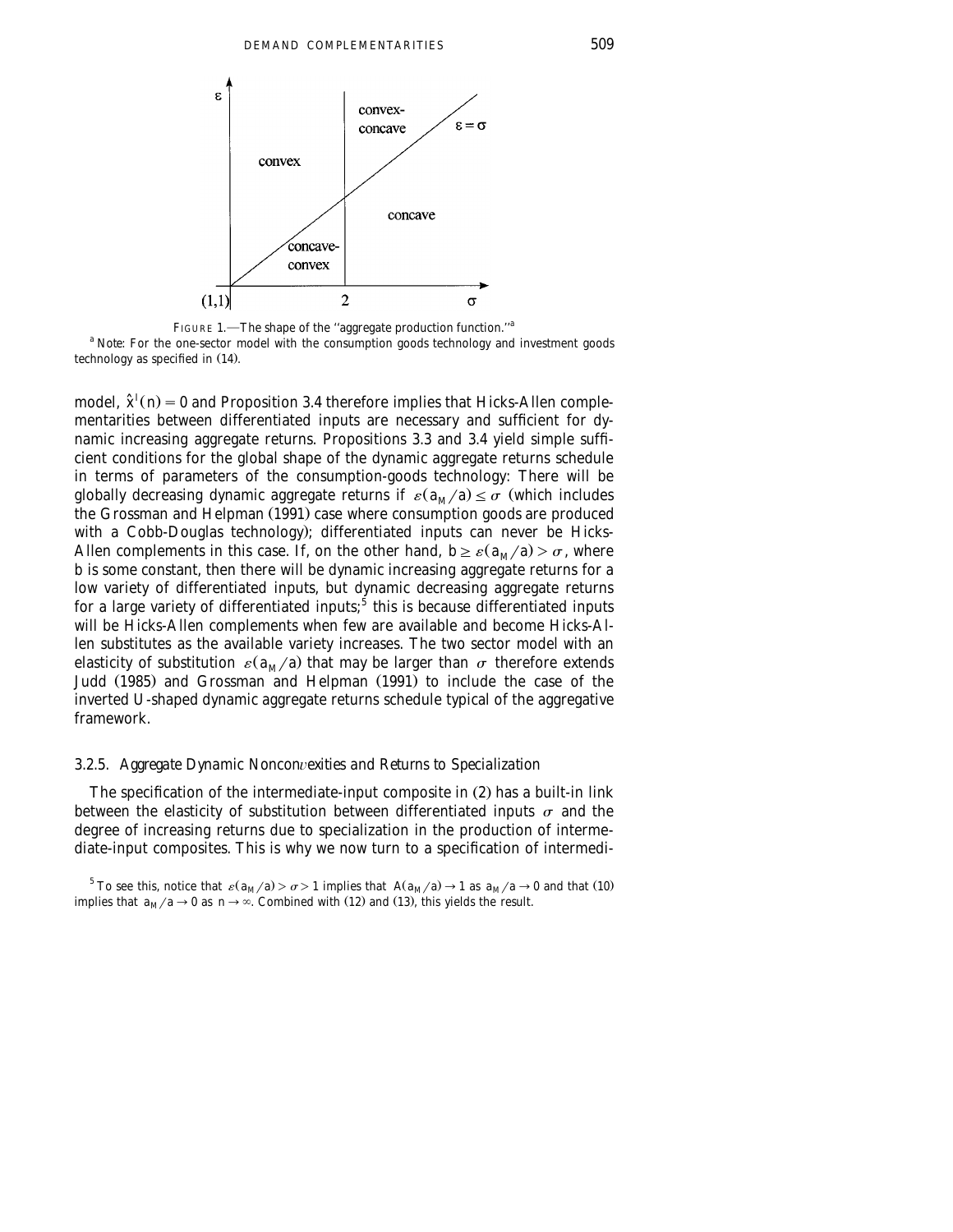FIGURE 1.—The shape of the "aggregate production function."[a]

[a] Note: For the one-sector model with the consumption goods technology and investment goods technology as specified in (14).

model, $\hat{x}^I(n) = 0$ and Proposition 3.4 therefore implies that Hicks-Allen complementarities between differentiated inputs are necessary and sufficient for dynamic increasing aggregate returns. Propositions 3.3 and 3.4 yield simple sufficient conditions for the global shape of the dynamic aggregate returns schedule in terms of parameters of the consumption-goods technology: There will be globally decreasing dynamic aggregate returns if $\varepsilon(a_M/a) \leq \sigma$ (which includes the Grossman and Helpman (1991) case where consumption goods are produced with a Cobb-Douglas technology); differentiated inputs can never be Hicks-Allen complements in this case. If, on the other hand, $b \geq \varepsilon(a_M/a) > \sigma$, where $b$ is some constant, then there will be dynamic increasing aggregate returns for a low variety of differentiated inputs, but dynamic decreasing aggregate returns for a large variety of differentiated inputs;[5] this is because differentiated inputs will be Hicks-Allen complements when few are available and become Hicks-Allen substitutes as the available variety increases. The two sector model with an elasticity of substitution $\varepsilon(a_M/a)$ that may be larger than $\sigma$ therefore extends Judd (1985) and Grossman and Helpman (1991) to include the case of the inverted U-shaped dynamic aggregate returns schedule typical of the aggregative framework.

### 3.2.5. *Aggregate Dynamic Nonconvexities and Returns to Specialization*

The specification of the intermediate-input composite in (2) has a built-in link between the elasticity of substitution between differentiated inputs $\sigma$ and the degree of increasing returns due to specialization in the production of intermediate-input composites. This is why we now turn to a specification of intermedi-

[5] To see this, notice that $\varepsilon(a_M/a) > \sigma > 1$ implies that $A(a_M/a) \to 1$ as $a_M/a \to 0$ and that (10) implies that $a_M/a \to 0$ as $n \to \infty$. Combined with (12) and (13), this yields the result.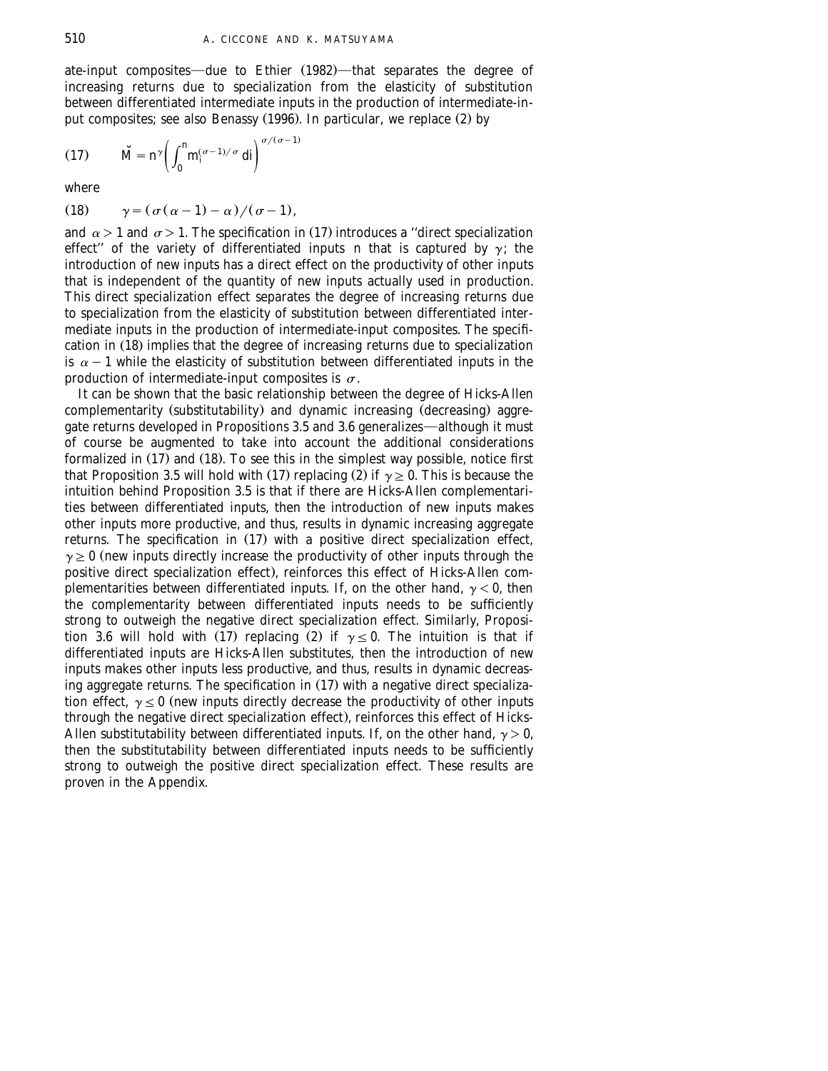ate-input composites—due to Ethier (1982)—that separates the degree of increasing returns due to specialization from the elasticity of substitution between differentiated intermediate inputs in the production of intermediate-input composites; see also Benassy (1996). In particular, we replace (2) by

$$\breve{M} = n^{\gamma}\left(\int_0^n m_i^{(\sigma-1)/\sigma}\,di\right)^{\sigma/(\sigma-1)} \tag{17}$$

where

$$\gamma = (\sigma(\alpha-1)-\alpha)/(\sigma-1), \tag{18}$$

and $\alpha > 1$ and $\sigma > 1$. The specification in (17) introduces a "direct specialization effect" of the variety of differentiated inputs $n$ that is captured by $\gamma$; the introduction of new inputs has a direct effect on the productivity of other inputs that is independent of the quantity of new inputs actually used in production. This direct specialization effect separates the degree of increasing returns due to specialization from the elasticity of substitution between differentiated intermediate inputs in the production of intermediate-input composites. The specification in (18) implies that the degree of increasing returns due to specialization is $\alpha - 1$ while the elasticity of substitution between differentiated inputs in the production of intermediate-input composites is $\sigma$.

It can be shown that the basic relationship between the degree of Hicks-Allen complementarity (substitutability) and dynamic increasing (decreasing) aggregate returns developed in Propositions 3.5 and 3.6 generalizes—although it must of course be augmented to take into account the additional considerations formalized in (17) and (18). To see this in the simplest way possible, notice first that Proposition 3.5 will hold with (17) replacing (2) if $\gamma \geq 0$. This is because the intuition behind Proposition 3.5 is that if there are Hicks-Allen complementarities between differentiated inputs, then the introduction of new inputs makes other inputs more productive, and thus, results in dynamic increasing aggregate returns. The specification in (17) with a positive direct specialization effect, $\gamma \geq 0$ (new inputs directly increase the productivity of other inputs through the positive direct specialization effect), reinforces this effect of Hicks-Allen complementarities between differentiated inputs. If, on the other hand, $\gamma < 0$, then the complementarity between differentiated inputs needs to be sufficiently strong to outweigh the negative direct specialization effect. Similarly, Proposition 3.6 will hold with (17) replacing (2) if $\gamma \leq 0$. The intuition is that if differentiated inputs are Hicks-Allen substitutes, then the introduction of new inputs makes other inputs less productive, and thus, results in dynamic decreasing aggregate returns. The specification in (17) with a negative direct specialization effect, $\gamma \leq 0$ (new inputs directly decrease the productivity of other inputs through the negative direct specialization effect), reinforces this effect of Hicks-Allen substitutability between differentiated inputs. If, on the other hand, $\gamma > 0$, then the substitutability between differentiated inputs needs to be sufficiently strong to outweigh the positive direct specialization effect. These results are proven in the Appendix.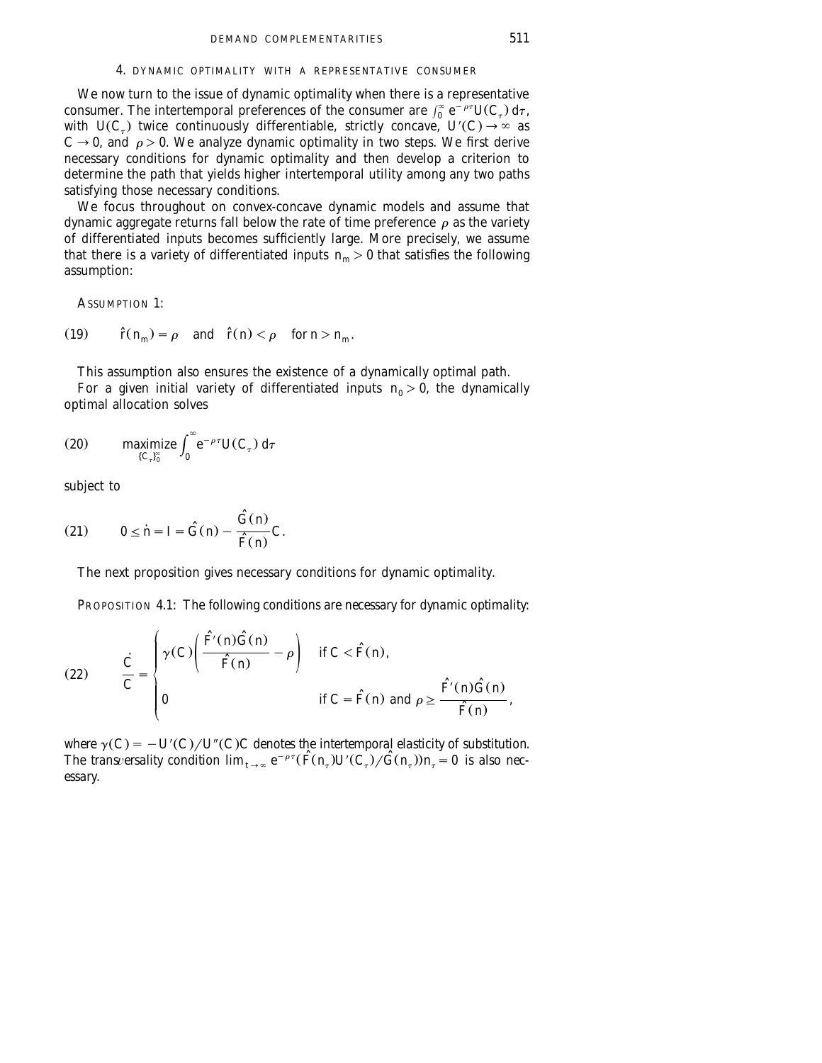## 4. DYNAMIC OPTIMALITY WITH A REPRESENTATIVE CONSUMER

We now turn to the issue of dynamic optimality when there is a representative consumer. The intertemporal preferences of the consumer are $\int_0^\infty e^{-\rho\tau}U(C_\tau)\,d\tau$, with $U(C_\tau)$ twice continuously differentiable, strictly concave, $U'(C) \to \infty$ as $C \to 0$, and $\rho > 0$. We analyze dynamic optimality in two steps. We first derive necessary conditions for dynamic optimality and then develop a criterion to determine the path that yields higher intertemporal utility among any two paths satisfying those necessary conditions.

We focus throughout on convex-concave dynamic models and assume that dynamic aggregate returns fall below the rate of time preference $\rho$ as the variety of differentiated inputs becomes sufficiently large. More precisely, we assume that there is a variety of differentiated inputs $n_m > 0$ that satisfies the following assumption:

ASSUMPTION 1:

$$\hat{r}(n_m) = \rho \quad \text{and} \quad \hat{r}(n) < \rho \quad \text{for } n > n_m. \tag{19}$$

This assumption also ensures the existence of a dynamically optimal path.

For a given initial variety of differentiated inputs $n_0 > 0$, the dynamically optimal allocation solves

$$\underset{\{C_\tau\}_0^\infty}{\text{maximize}} \int_0^\infty e^{-\rho\tau}U(C_\tau)\,d\tau \tag{20}$$

subject to

$$0 \le \dot{n} = I = \hat{G}(n) - \frac{\hat{G}(n)}{\hat{F}(n)}C. \tag{21}$$

The next proposition gives necessary conditions for dynamic optimality.

PROPOSITION 4.1: *The following conditions are necessary for dynamic optimality:*

$$\frac{\dot{C}}{C} = \begin{cases} \gamma(C)\left(\dfrac{\hat{F}'(n)\hat{G}(n)}{\hat{F}(n)} - \rho\right) & \text{if } C < \hat{F}(n), \\[2ex] 0 & \text{if } C = \hat{F}(n) \text{ and } \rho \ge \dfrac{\hat{F}'(n)\hat{G}(n)}{\hat{F}(n)}, \end{cases} \tag{22}$$

*where $\gamma(C) = -U'(C)/U''(C)C$ denotes the intertemporal elasticity of substitution. The transversality condition $\lim_{t\to\infty} e^{-\rho\tau}(\hat{F}(n_\tau)U'(C_\tau)/\hat{G}(n_\tau))n_\tau = 0$ is also necessary.*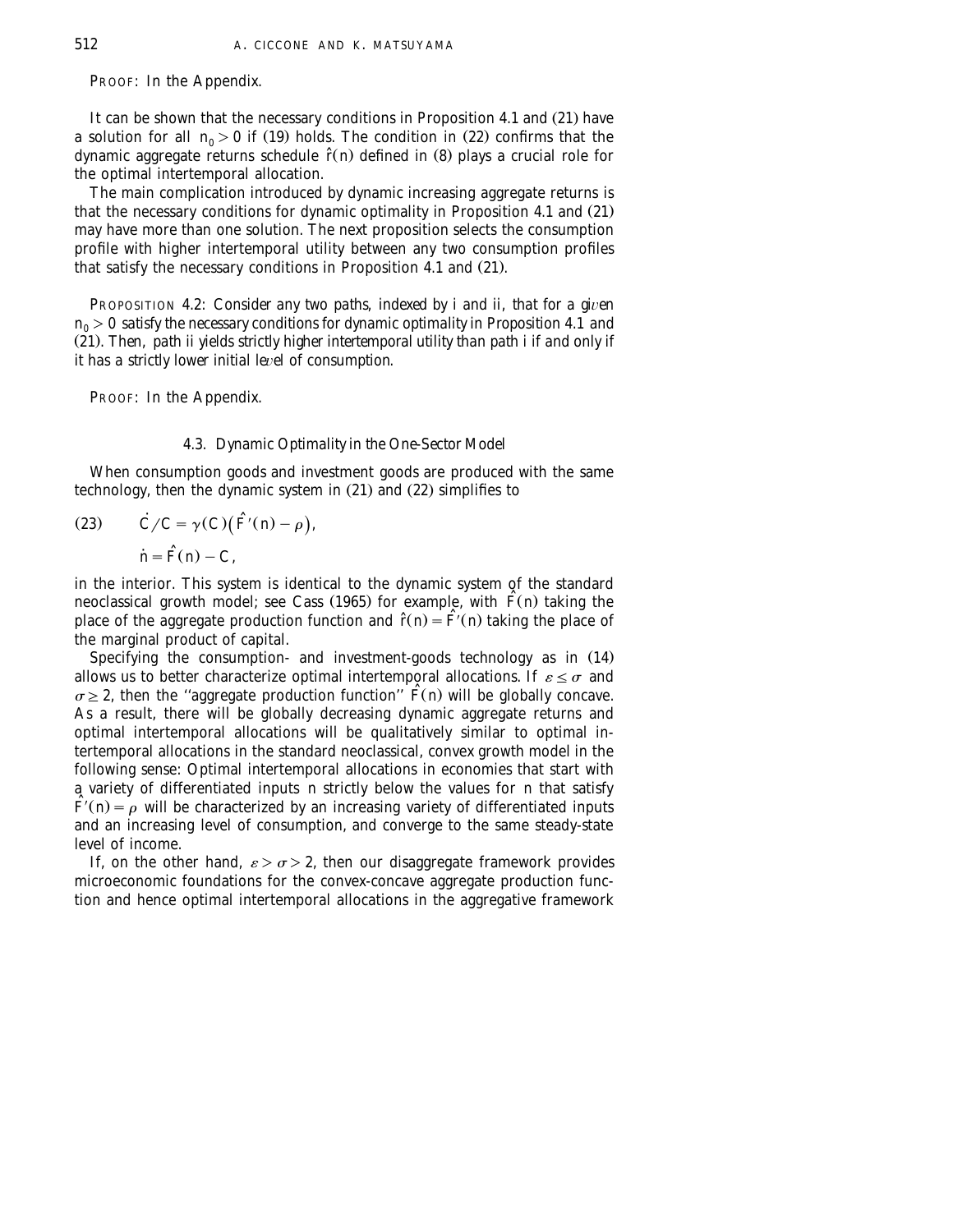PROOF: In the Appendix.

It can be shown that the necessary conditions in Proposition 4.1 and (21) have a solution for all $n_0 > 0$ if (19) holds. The condition in (22) confirms that the dynamic aggregate returns schedule $\hat{r}(n)$ defined in (8) plays a crucial role for the optimal intertemporal allocation.

The main complication introduced by dynamic increasing aggregate returns is that the necessary conditions for dynamic optimality in Proposition 4.1 and (21) may have more than one solution. The next proposition selects the consumption profile with higher intertemporal utility between any two consumption profiles that satisfy the necessary conditions in Proposition 4.1 and (21).

PROPOSITION 4.2: *Consider any two paths, indexed by i and ii, that for a given $n_0 > 0$ satisfy the necessary conditions for dynamic optimality in Proposition 4.1 and (21). Then, path ii yields strictly higher intertemporal utility than path i if and only if it has a strictly lower initial level of consumption.*

PROOF: In the Appendix.

### 4.3. *Dynamic Optimality in the One-Sector Model*

When consumption goods and investment goods are produced with the same technology, then the dynamic system in (21) and (22) simplifies to

$$\dot{C}/C = \gamma(C)\big(\hat{F}'(n) - \rho\big), \tag{23}$$

$$\dot{n} = \hat{F}(n) - C,$$

in the interior. This system is identical to the dynamic system of the standard neoclassical growth model; see Cass (1965) for example, with $\hat{F}(n)$ taking the place of the aggregate production function and $\hat{r}(n) = \hat{F}'(n)$ taking the place of the marginal product of capital.

Specifying the consumption- and investment-goods technology as in (14) allows us to better characterize optimal intertemporal allocations. If $\varepsilon \leq \sigma$ and $\sigma \geq 2$, then the "aggregate production function" $\hat{F}(n)$ will be globally concave. As a result, there will be globally decreasing dynamic aggregate returns and optimal intertemporal allocations will be qualitatively similar to optimal intertemporal allocations in the standard neoclassical, convex growth model in the following sense: Optimal intertemporal allocations in economies that start with a variety of differentiated inputs $n$ strictly below the values for $n$ that satisfy $\hat{F}'(n) = \rho$ will be characterized by an increasing variety of differentiated inputs and an increasing level of consumption, and converge to the same steady-state level of income.

If, on the other hand, $\varepsilon > \sigma > 2$, then our disaggregate framework provides microeconomic foundations for the convex-concave aggregate production function and hence optimal intertemporal allocations in the aggregative framework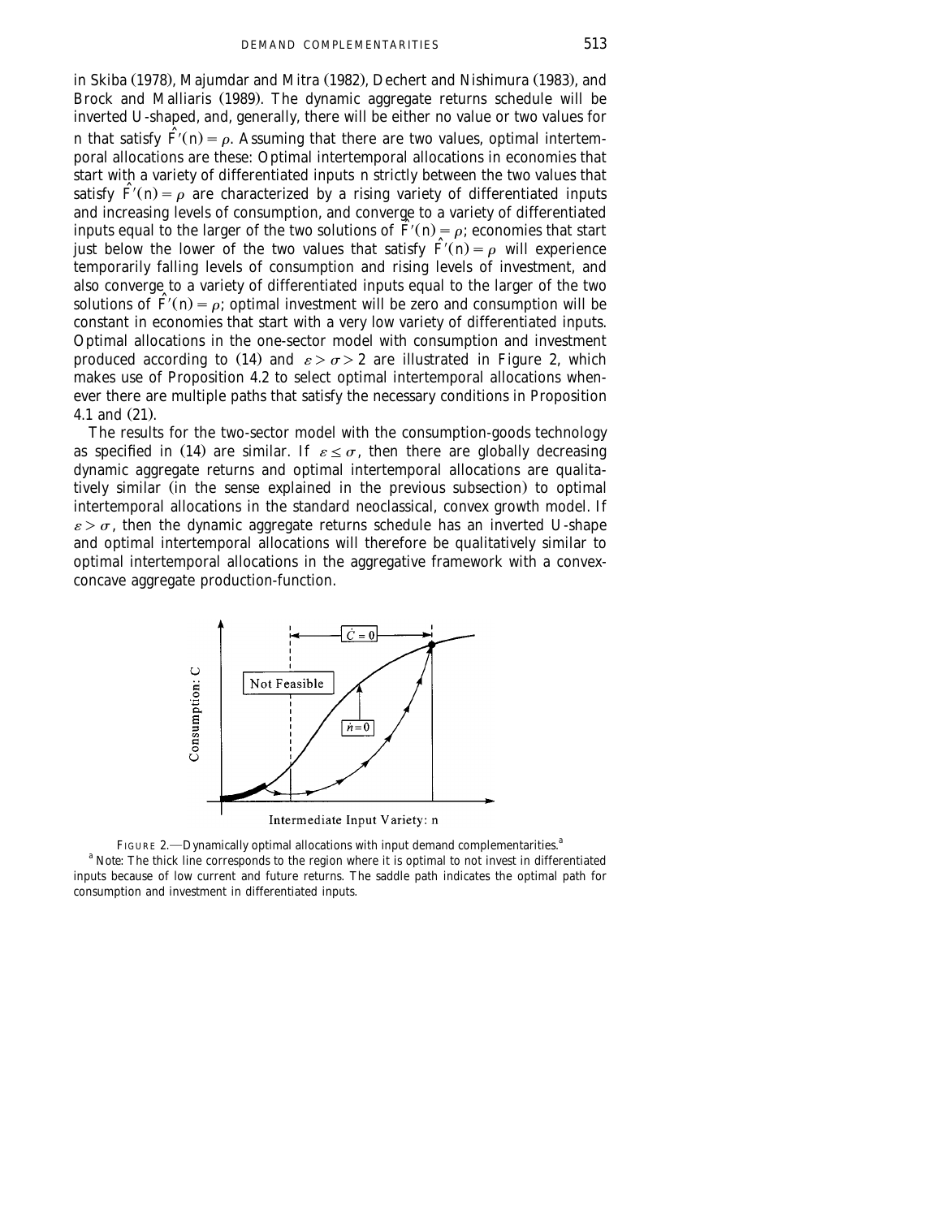in Skiba (1978), Majumdar and Mitra (1982), Dechert and Nishimura (1983), and Brock and Malliaris (1989). The dynamic aggregate returns schedule will be inverted U-shaped, and, generally, there will be either no value or two values for $n$ that satisfy $\hat{F}'(n) = \rho$. Assuming that there are two values, optimal intertemporal allocations are these: Optimal intertemporal allocations in economies that start with a variety of differentiated inputs $n$ strictly between the two values that satisfy $\hat{F}'(n) = \rho$ are characterized by a rising variety of differentiated inputs and increasing levels of consumption, and converge to a variety of differentiated inputs equal to the larger of the two solutions of $\hat{F}'(n) = \rho$; economies that start just below the lower of the two values that satisfy $\hat{F}'(n) = \rho$ will experience temporarily falling levels of consumption and rising levels of investment, and also converge to a variety of differentiated inputs equal to the larger of the two solutions of $\hat{F}'(n) = \rho$; optimal investment will be zero and consumption will be constant in economies that start with a very low variety of differentiated inputs. Optimal allocations in the one-sector model with consumption and investment produced according to (14) and $\varepsilon > \sigma > 2$ are illustrated in Figure 2, which makes use of Proposition 4.2 to select optimal intertemporal allocations whenever there are multiple paths that satisfy the necessary conditions in Proposition 4.1 and (21).

The results for the two-sector model with the consumption-goods technology as specified in (14) are similar. If $\varepsilon \leq \sigma$, then there are globally decreasing dynamic aggregate returns and optimal intertemporal allocations are qualitatively similar (in the sense explained in the previous subsection) to optimal intertemporal allocations in the standard neoclassical, convex growth model. If $\varepsilon > \sigma$, then the dynamic aggregate returns schedule has an inverted U-shape and optimal intertemporal allocations will therefore be qualitatively similar to optimal intertemporal allocations in the aggregative framework with a convex-concave aggregate production-function.

FIGURE 2.—Dynamically optimal allocations with input demand complementarities.[a]

[a] Note: The thick line corresponds to the region where it is optimal to not invest in differentiated inputs because of low current and future returns. The saddle path indicates the optimal path for consumption and investment in differentiated inputs.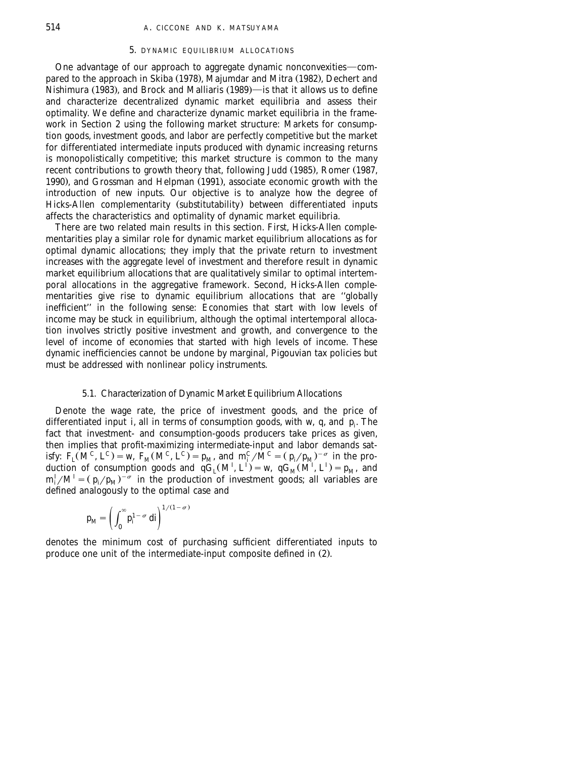## 5. DYNAMIC EQUILIBRIUM ALLOCATIONS

One advantage of our approach to aggregate dynamic nonconvexities—compared to the approach in Skiba (1978), Majumdar and Mitra (1982), Dechert and Nishimura (1983), and Brock and Malliaris (1989)—is that it allows us to define and characterize decentralized dynamic market equilibria and assess their optimality. We define and characterize dynamic market equilibria in the framework in Section 2 using the following market structure: Markets for consumption goods, investment goods, and labor are perfectly competitive but the market for differentiated intermediate inputs produced with dynamic increasing returns is monopolistically competitive; this market structure is common to the many recent contributions to growth theory that, following Judd (1985), Romer (1987, 1990), and Grossman and Helpman (1991), associate economic growth with the introduction of new inputs. Our objective is to analyze how the degree of Hicks-Allen complementarity (substitutability) between differentiated inputs affects the characteristics and optimality of dynamic market equilibria.

There are two related main results in this section. First, Hicks-Allen complementarities play a similar role for dynamic market equilibrium allocations as for optimal dynamic allocations; they imply that the private return to investment increases with the aggregate level of investment and therefore result in dynamic market equilibrium allocations that are qualitatively similar to optimal intertemporal allocations in the aggregative framework. Second, Hicks-Allen complementarities give rise to dynamic equilibrium allocations that are "globally inefficient" in the following sense: Economies that start with low levels of income may be stuck in equilibrium, although the optimal intertemporal allocation involves strictly positive investment and growth, and convergence to the level of income of economies that started with high levels of income. These dynamic inefficiencies cannot be undone by marginal, Pigouvian tax policies but must be addressed with nonlinear policy instruments.

### 5.1. *Characterization of Dynamic Market Equilibrium Allocations*

Denote the wage rate, the price of investment goods, and the price of differentiated input $i$, all in terms of consumption goods, with $w$, $q$, and $p_i$. The fact that investment- and consumption-goods producers take prices as given, then implies that profit-maximizing intermediate-input and labor demands satisfy: $F_L(M^C, L^C) = w$, $F_M(M^C, L^C) = p_M$, and $m_i^C/M^C = (p_i/p_M)^{-\sigma}$ in the production of consumption goods and $qG_L(M^I, L^I) = w$, $qG_M(M^I, L^I) = p_M$, and $m_i^I/M^I = (p_i/p_M)^{-\sigma}$ in the production of investment goods; all variables are defined analogously to the optimal case and

$$p_M = \left( \int_0^\infty p_i^{1-\sigma} \, di \right)^{1/(1-\sigma)}$$

denotes the minimum cost of purchasing sufficient differentiated inputs to produce one unit of the intermediate-input composite defined in (2).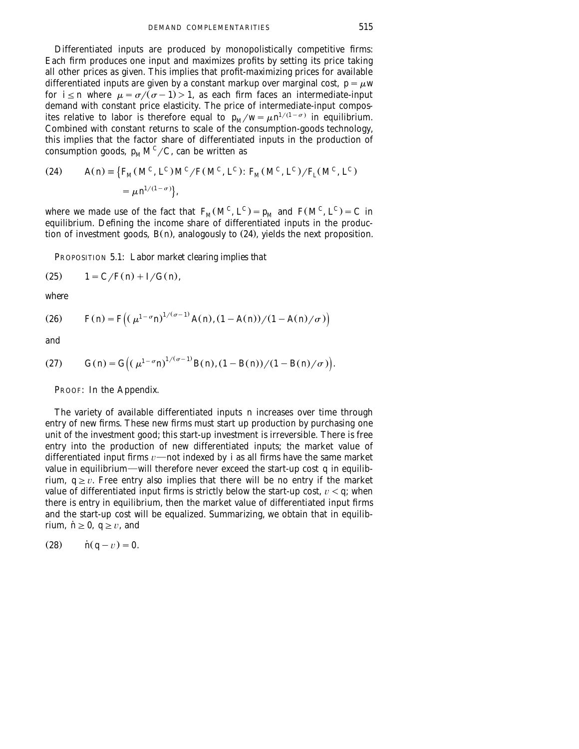Differentiated inputs are produced by monopolistically competitive firms: Each firm produces one input and maximizes profits by setting its price taking all other prices as given. This implies that profit-maximizing prices for available differentiated inputs are given by a constant markup over marginal cost, $p = \mu w$ for $i \leq n$ where $\mu = \sigma/(\sigma - 1) > 1$, as each firm faces an intermediate-input demand with constant price elasticity. The price of intermediate-input composites relative to labor is therefore equal to $p_M/w = \mu n^{1/(1-\sigma)}$ in equilibrium. Combined with constant returns to scale of the consumption-goods technology, this implies that the factor share of differentiated inputs in the production of consumption goods, $p_M M^C/C$, can be written as

$$
(24) \qquad A(n) \equiv \left\{ F_M(M^C, L^C) M^C / F(M^C, L^C) \colon F_M(M^C, L^C)/F_L(M^C, L^C) = \mu n^{1/(1-\sigma)} \right\},
$$

where we made use of the fact that $F_M(M^C, L^C) = p_M$ and $F(M^C, L^C) = C$ in equilibrium. Defining the income share of differentiated inputs in the production of investment goods, $B(n)$, analogously to (24), yields the next proposition.

PROPOSITION 5.1: *Labor market clearing implies that*

$$
(25) \qquad 1 = C/F(n) + I/G(n),
$$

*where*

$$
(26) \qquad F(n) = F\left( (\mu^{1-\sigma} n)^{1/(\sigma-1)} A(n), (1 - A(n))/(1 - A(n)/\sigma) \right)
$$

*and*

$$
(27) \qquad G(n) = G\left( (\mu^{1-\sigma} n)^{1/(\sigma-1)} B(n), (1 - B(n))/(1 - B(n)/\sigma) \right).
$$

PROOF: In the Appendix.

The variety of available differentiated inputs $n$ increases over time through entry of new firms. These new firms must start up production by purchasing one unit of the investment good; this start-up investment is irreversible. There is free entry into the production of new differentiated inputs; the market value of differentiated input firms $v$—not indexed by $i$ as all firms have the same market value in equilibrium—will therefore never exceed the start-up cost $q$ in equilibrium, $q \geq v$. Free entry also implies that there will be no entry if the market value of differentiated input firms is strictly below the start-up cost, $v < q$; when there is entry in equilibrium, then the market value of differentiated input firms and the start-up cost will be equalized. Summarizing, we obtain that in equilibrium, $\dot{n} \geq 0$, $q \geq v$, and

$$
(28) \qquad \dot{n}(q - v) = 0.
$$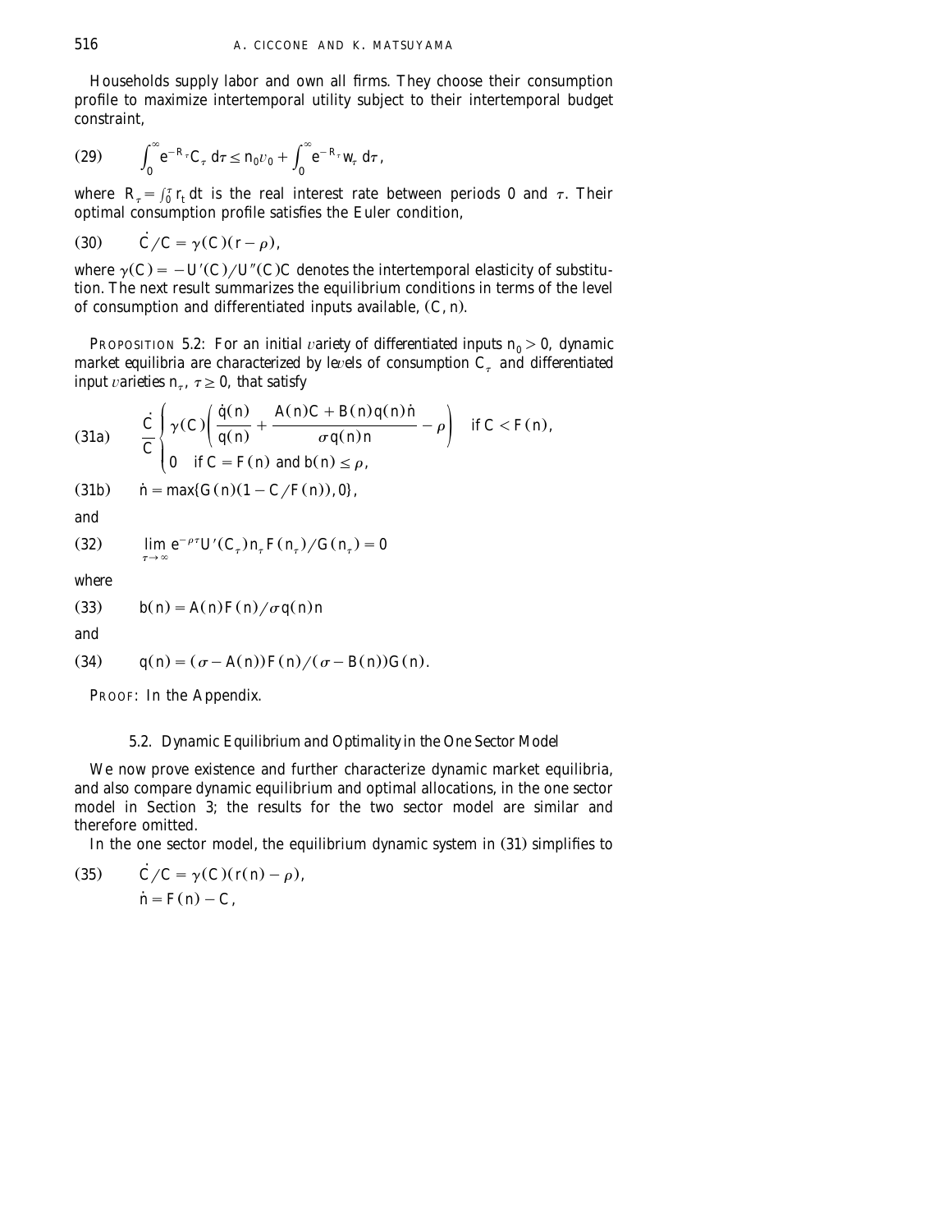Households supply labor and own all firms. They choose their consumption profile to maximize intertemporal utility subject to their intertemporal budget constraint,

$$\text{(29)} \qquad \int_0^\infty e^{-R_\tau} C_\tau \, d\tau \le n_0 v_0 + \int_0^\infty e^{-R_\tau} w_\tau \, d\tau,$$

where $R_\tau = \int_0^\tau r_t \, dt$ is the real interest rate between periods 0 and $\tau$. Their optimal consumption profile satisfies the Euler condition,

$$\text{(30)} \qquad \dot{C}/C = \gamma(C)(r - \rho),$$

where $\gamma(C) = -U'(C)/U''(C)C$ denotes the intertemporal elasticity of substitution. The next result summarizes the equilibrium conditions in terms of the level of consumption and differentiated inputs available, $(C, n)$.

PROPOSITION 5.2: *For an initial variety of differentiated inputs $n_0 > 0$, dynamic market equilibria are characterized by levels of consumption $C_\tau$ and differentiated input varieties $n_\tau$, $\tau \ge 0$, that satisfy*

$$\text{(31a)} \qquad \frac{\dot{C}}{C} \begin{cases} \gamma(C)\left(\dfrac{\dot{q}(n)}{q(n)} + \dfrac{A(n)C + B(n)q(n)\dot{n}}{\sigma q(n) n} - \rho\right) & \text{if } C < F(n), \\ 0 \quad \text{if } C = F(n) \text{ and } b(n) \le \rho, \end{cases}$$

$$\text{(31b)} \qquad \dot{n} = \max\{G(n)(1 - C/F(n)), 0\},$$

*and*

$$\text{(32)} \qquad \lim_{\tau \to \infty} e^{-\rho\tau} U'(C_\tau) n_\tau F(n_\tau)/G(n_\tau) = 0$$

*where*

$$\text{(33)} \qquad b(n) = A(n)F(n)/\sigma q(n) n$$

*and*

$$\text{(34)} \qquad q(n) = (\sigma - A(n))F(n)/(\sigma - B(n))G(n).$$

PROOF: In the Appendix.

### 5.2. *Dynamic Equilibrium and Optimality in the One Sector Model*

We now prove existence and further characterize dynamic market equilibria, and also compare dynamic equilibrium and optimal allocations, in the one sector model in Section 3; the results for the two sector model are similar and therefore omitted.

In the one sector model, the equilibrium dynamic system in (31) simplifies to

$$\text{(35)} \qquad \begin{aligned} \dot{C}/C &= \gamma(C)(r(n) - \rho), \\ \dot{n} &= F(n) - C, \end{aligned}$$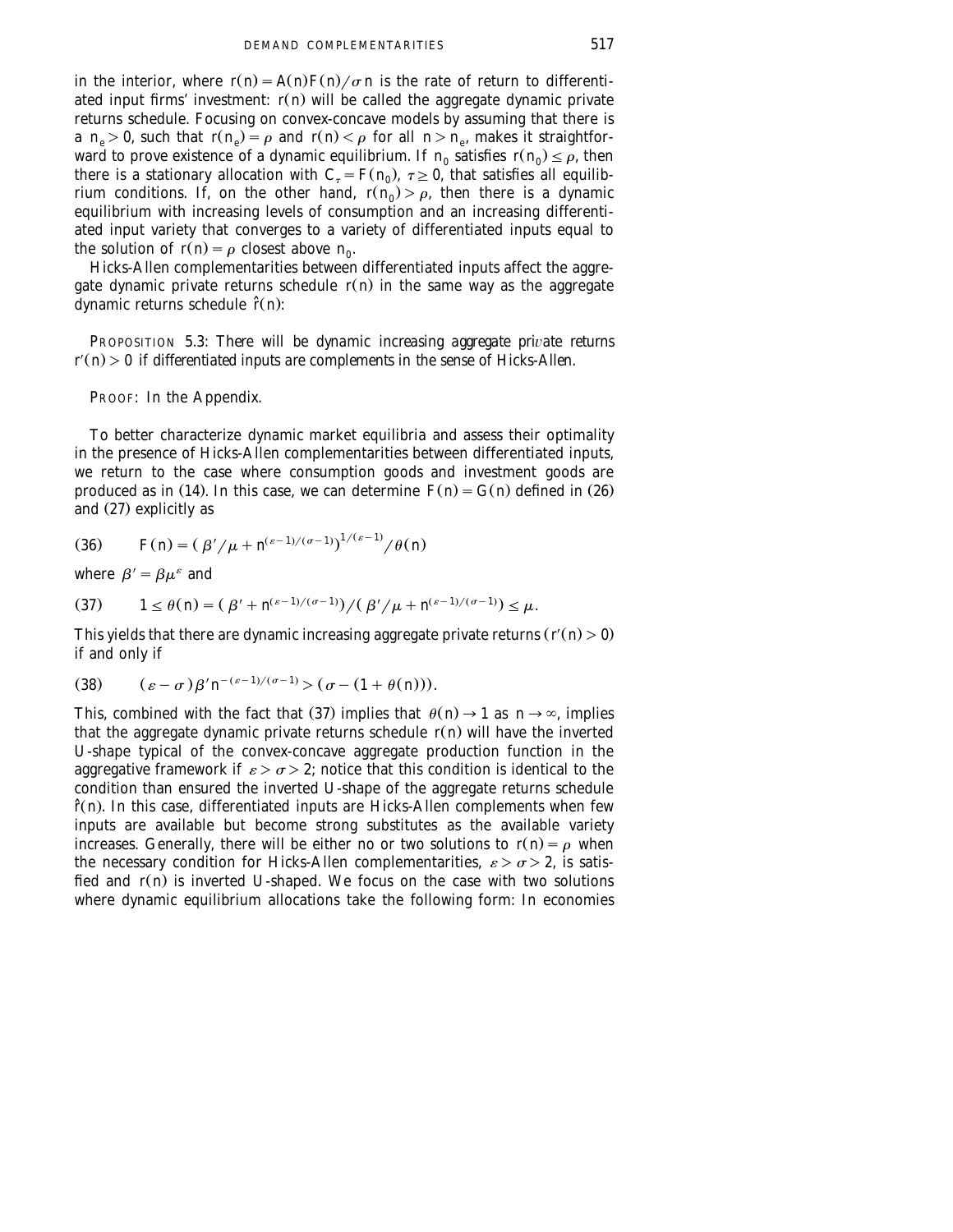in the interior, where $r(n) = A(n)F(n)/\sigma n$ is the rate of return to differentiated input firms' investment: $r(n)$ will be called the aggregate dynamic private returns schedule. Focusing on convex-concave models by assuming that there is a $n_e > 0$, such that $r(n_e) = \rho$ and $r(n) < \rho$ for all $n > n_e$, makes it straightforward to prove existence of a dynamic equilibrium. If $n_0$ satisfies $r(n_0) \leq \rho$, then there is a stationary allocation with $C_\tau = F(n_0)$, $\tau \geq 0$, that satisfies all equilibrium conditions. If, on the other hand, $r(n_0) > \rho$, then there is a dynamic equilibrium with increasing levels of consumption and an increasing differentiated input variety that converges to a variety of differentiated inputs equal to the solution of $r(n) = \rho$ closest above $n_0$.

Hicks-Allen complementarities between differentiated inputs affect the aggregate dynamic private returns schedule $r(n)$ in the same way as the aggregate dynamic returns schedule $\hat{r}(n)$:

PROPOSITION 5.3: *There will be dynamic increasing aggregate private returns $r'(n) > 0$ if differentiated inputs are complements in the sense of Hicks-Allen.*

PROOF: In the Appendix.

To better characterize dynamic market equilibria and assess their optimality in the presence of Hicks-Allen complementarities between differentiated inputs, we return to the case where consumption goods and investment goods are produced as in (14). In this case, we can determine $F(n) = G(n)$ defined in (26) and (27) explicitly as

$$(36) \qquad F(n) = \left(\beta'/\mu + n^{(\varepsilon-1)/(\sigma-1)}\right)^{1/(\varepsilon-1)}/\theta(n)$$

where $\beta' = \beta\mu^{\varepsilon}$ and

$$(37) \qquad 1 \leq \theta(n) = \left(\beta' + n^{(\varepsilon-1)/(\sigma-1)}\right)/\left(\beta'/\mu + n^{(\varepsilon-1)/(\sigma-1)}\right) \leq \mu.$$

This yields that there are dynamic increasing aggregate private returns ($r'(n) > 0$) if and only if

$$(38) \qquad (\varepsilon - \sigma)\beta' n^{-(\varepsilon-1)/(\sigma-1)} > (\sigma - (1 + \theta(n))).$$

This, combined with the fact that (37) implies that $\theta(n) \to 1$ as $n \to \infty$, implies that the aggregate dynamic private returns schedule $r(n)$ will have the inverted U-shape typical of the convex-concave aggregate production function in the aggregative framework if $\varepsilon > \sigma > 2$; notice that this condition is identical to the condition than ensured the inverted U-shape of the aggregate returns schedule $\hat{r}(n)$. In this case, differentiated inputs are Hicks-Allen complements when few inputs are available but become strong substitutes as the available variety increases. Generally, there will be either no or two solutions to $r(n) = \rho$ when the necessary condition for Hicks-Allen complementarities, $\varepsilon > \sigma > 2$, is satisfied and $r(n)$ is inverted U-shaped. We focus on the case with two solutions where dynamic equilibrium allocations take the following form: In economies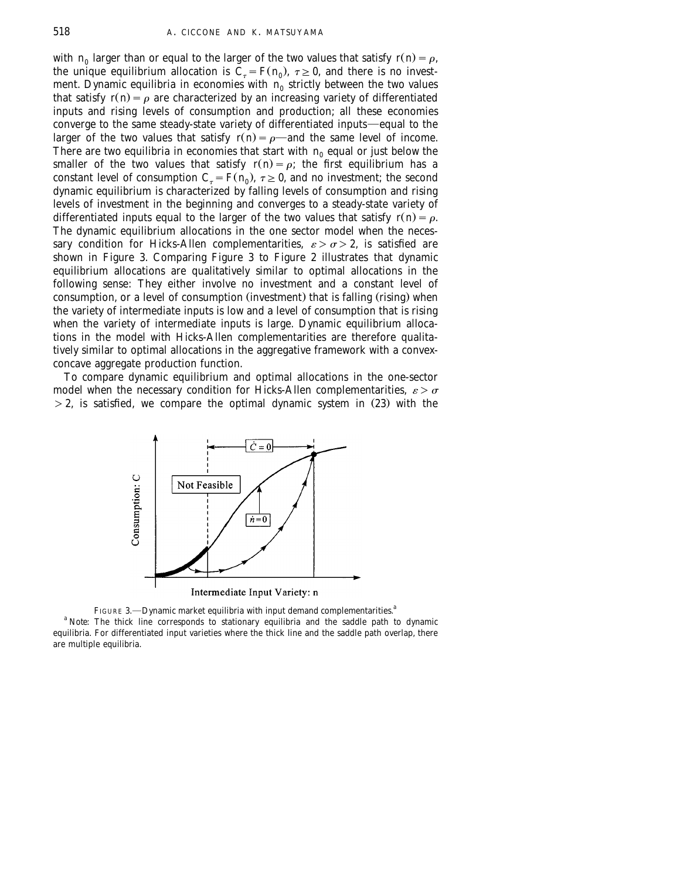with $n_0$ larger than or equal to the larger of the two values that satisfy $r(n) = \rho$, the unique equilibrium allocation is $C_\tau = F(n_0)$, $\tau \geq 0$, and there is no investment. Dynamic equilibria in economies with $n_0$ strictly between the two values that satisfy $r(n) = \rho$ are characterized by an increasing variety of differentiated inputs and rising levels of consumption and production; all these economies converge to the same steady-state variety of differentiated inputs—equal to the larger of the two values that satisfy $r(n) = \rho$—and the same level of income. There are two equilibria in economies that start with $n_0$ equal or just below the smaller of the two values that satisfy $r(n) = \rho$; the first equilibrium has a constant level of consumption $C_\tau = F(n_0)$, $\tau \geq 0$, and no investment; the second dynamic equilibrium is characterized by falling levels of consumption and rising levels of investment in the beginning and converges to a steady-state variety of differentiated inputs equal to the larger of the two values that satisfy $r(n) = \rho$. The dynamic equilibrium allocations in the one sector model when the necessary condition for Hicks-Allen complementarities, $\varepsilon > \sigma > 2$, is satisfied are shown in Figure 3. Comparing Figure 3 to Figure 2 illustrates that dynamic equilibrium allocations are qualitatively similar to optimal allocations in the following sense: They either involve no investment and a constant level of consumption, or a level of consumption (investment) that is falling (rising) when the variety of intermediate inputs is low and a level of consumption that is rising when the variety of intermediate inputs is large. Dynamic equilibrium allocations in the model with Hicks-Allen complementarities are therefore qualitatively similar to optimal allocations in the aggregative framework with a convex-concave aggregate production function.

To compare dynamic equilibrium and optimal allocations in the one-sector model when the necessary condition for Hicks-Allen complementarities, $\varepsilon > \sigma > 2$, is satisfied, we compare the optimal dynamic system in (23) with the

FIGURE 3.—Dynamic market equilibria with input demand complementarities.[a]

[a] Note: The thick line corresponds to stationary equilibria and the saddle path to dynamic equilibria. For differentiated input varieties where the thick line and the saddle path overlap, there are multiple equilibria.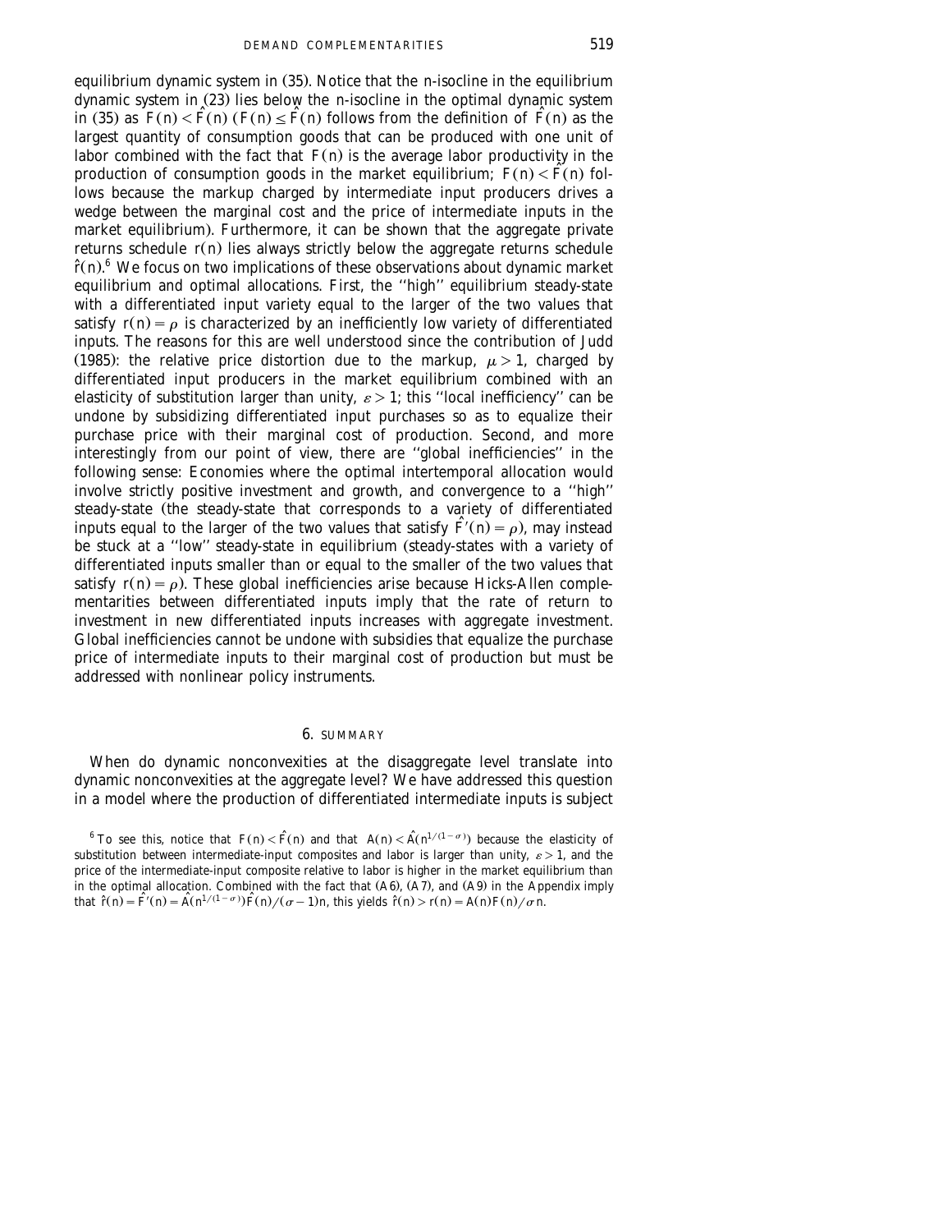equilibrium dynamic system in (35). Notice that the n-isocline in the equilibrium dynamic system in (23) lies below the n-isocline in the optimal dynamic system in (35) as $F(n) < \hat{F}(n)$ ($F(n) \le \hat{F}(n)$ follows from the definition of $\hat{F}(n)$ as the largest quantity of consumption goods that can be produced with one unit of labor combined with the fact that $F(n)$ is the average labor productivity in the production of consumption goods in the market equilibrium; $F(n) < \hat{F}(n)$ follows because the markup charged by intermediate input producers drives a wedge between the marginal cost and the price of intermediate inputs in the market equilibrium). Furthermore, it can be shown that the aggregate private returns schedule $r(n)$ lies always strictly below the aggregate returns schedule $\hat{r}(n)$.[6] We focus on two implications of these observations about dynamic market equilibrium and optimal allocations. First, the "high" equilibrium steady-state with a differentiated input variety equal to the larger of the two values that satisfy $r(n) = \rho$ is characterized by an inefficiently low variety of differentiated inputs. The reasons for this are well understood since the contribution of Judd (1985): the relative price distortion due to the markup, $\mu > 1$, charged by differentiated input producers in the market equilibrium combined with an elasticity of substitution larger than unity, $\varepsilon > 1$; this "local inefficiency" can be undone by subsidizing differentiated input purchases so as to equalize their purchase price with their marginal cost of production. Second, and more interestingly from our point of view, there are "global inefficiencies" in the following sense: Economies where the optimal intertemporal allocation would involve strictly positive investment and growth, and convergence to a "high" steady-state (the steady-state that corresponds to a variety of differentiated inputs equal to the larger of the two values that satisfy $\hat{F}'(n) = \rho$), may instead be stuck at a "low" steady-state in equilibrium (steady-states with a variety of differentiated inputs smaller than or equal to the smaller of the two values that satisfy $r(n) = \rho$). These global inefficiencies arise because Hicks-Allen complementarities between differentiated inputs imply that the rate of return to investment in new differentiated inputs increases with aggregate investment. Global inefficiencies cannot be undone with subsidies that equalize the purchase price of intermediate inputs to their marginal cost of production but must be addressed with nonlinear policy instruments.

## 6. SUMMARY

When do dynamic nonconvexities at the disaggregate level translate into dynamic nonconvexities at the aggregate level? We have addressed this question in a model where the production of differentiated intermediate inputs is subject

[6] To see this, notice that $F(n) < \hat{F}(n)$ and that $A(n) < \hat{A}(n^{1/(1-\sigma)})$ because the elasticity of substitution between intermediate-input composites and labor is larger than unity, $\varepsilon > 1$, and the price of the intermediate-input composite relative to labor is higher in the market equilibrium than in the optimal allocation. Combined with the fact that (A6), (A7), and (A9) in the Appendix imply that $\hat{r}(n) = \hat{F}'(n) = \hat{A}(n^{1/(1-\sigma)})\hat{F}(n)/(\sigma - 1)n$, this yields $\hat{r}(n) > r(n) = A(n)F(n)/\sigma n$.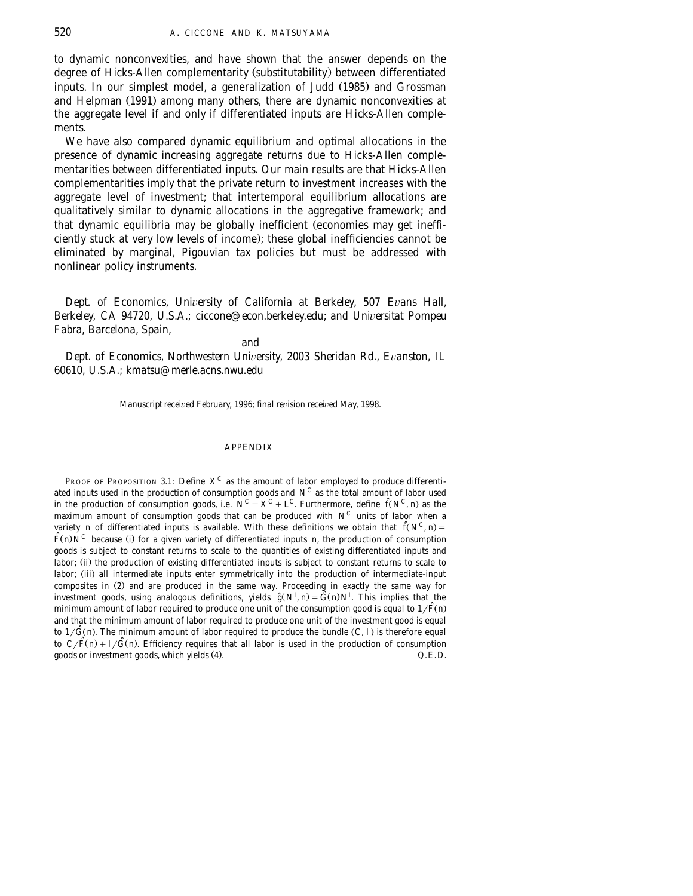to dynamic nonconvexities, and have shown that the answer depends on the degree of Hicks-Allen complementarity (substitutability) between differentiated inputs. In our simplest model, a generalization of Judd (1985) and Grossman and Helpman (1991) among many others, there are dynamic nonconvexities at the aggregate level if and only if differentiated inputs are Hicks-Allen complements.

We have also compared dynamic equilibrium and optimal allocations in the presence of dynamic increasing aggregate returns due to Hicks-Allen complementarities between differentiated inputs. Our main results are that Hicks-Allen complementarities imply that the private return to investment increases with the aggregate level of investment; that intertemporal equilibrium allocations are qualitatively similar to dynamic allocations in the aggregative framework; and that dynamic equilibria may be globally inefficient (economies may get inefficiently stuck at very low levels of income); these global inefficiencies cannot be eliminated by marginal, Pigouvian tax policies but must be addressed with nonlinear policy instruments.

*Dept. of Economics, University of California at Berkeley, 507 Evans Hall, Berkeley, CA 94720, U.S.A.; ciccone@econ.berkeley.edu; and Universitat Pompeu Fabra, Barcelona, Spain,*

*and*

*Dept. of Economics, Northwestern University, 2003 Sheridan Rd., Evanston, IL 60610, U.S.A.; kmatsu@merle.acns.nwu.edu*

*Manuscript received February, 1996; final revision received May, 1998.*

## APPENDIX

PROOF OF PROPOSITION 3.1: Define $X^C$ as the amount of labor employed to produce differentiated inputs used in the production of consumption goods and $N^C$ as the total amount of labor used in the production of consumption goods, i.e. $N^C = X^C + L^C$. Furthermore, define $\hat{f}(N^C, n)$ as the maximum amount of consumption goods that can be produced with $N^C$ units of labor when a variety $n$ of differentiated inputs is available. With these definitions we obtain that $\hat{f}(N^C, n) = \hat{F}(n)N^C$ because (i) for a given variety of differentiated inputs $n$, the production of consumption goods is subject to constant returns to scale to the quantities of existing differentiated inputs and labor; (ii) the production of existing differentiated inputs is subject to constant returns to scale to labor; (iii) all intermediate inputs enter symmetrically into the production of intermediate-input composites in (2) and are produced in the same way. Proceeding in exactly the same way for investment goods, using analogous definitions, yields $\hat{g}(N^I, n) = \hat{G}(n)N^I$. This implies that the minimum amount of labor required to produce one unit of the consumption good is equal to $1/\hat{F}(n)$ and that the minimum amount of labor required to produce one unit of the investment good is equal to $1/\hat{G}(n)$. The minimum amount of labor required to produce the bundle $(C, I)$ is therefore equal to $C/\hat{F}(n) + I/\hat{G}(n)$. Efficiency requires that all labor is used in the production of consumption goods or investment goods, which yields (4). Q.E.D.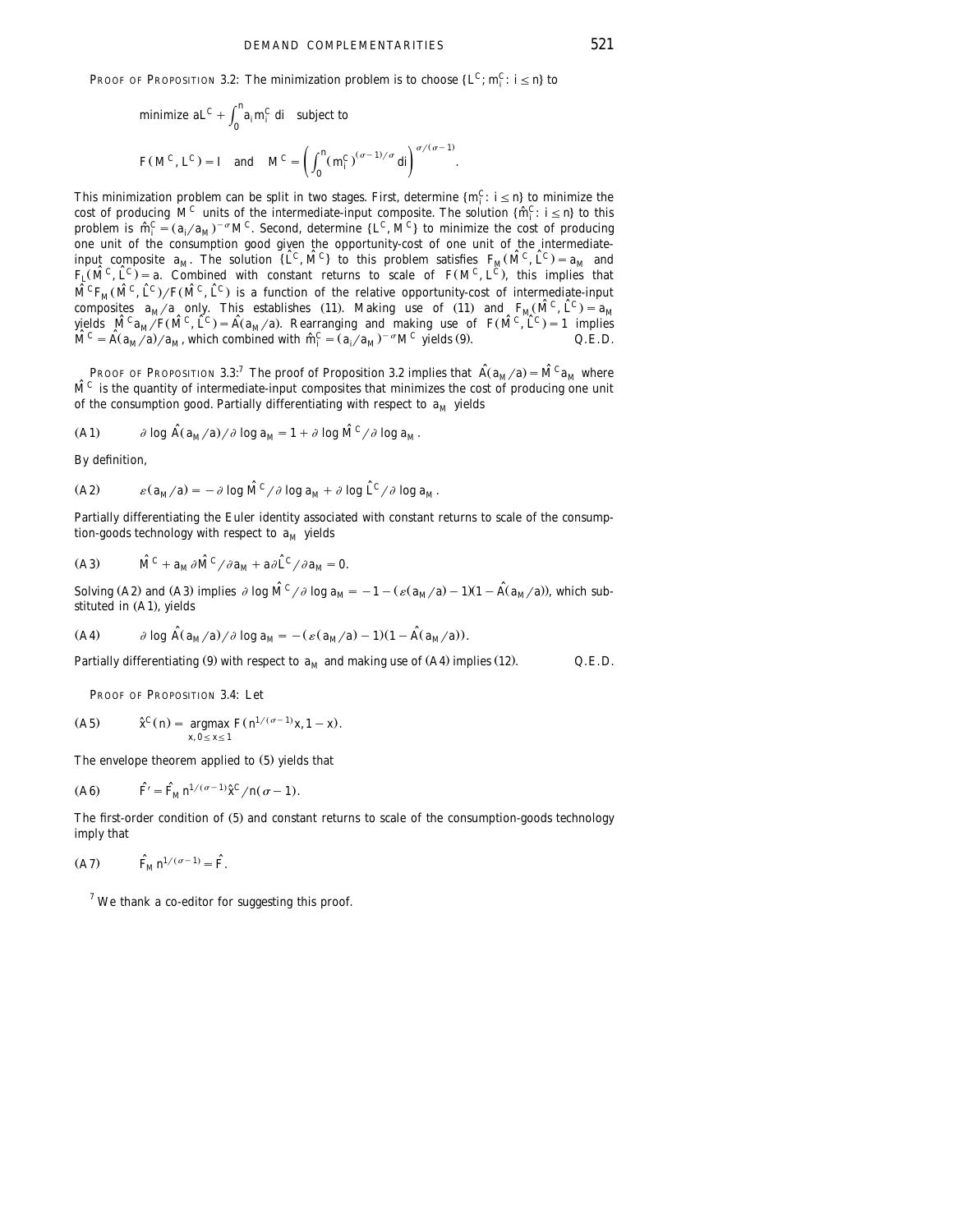PROOF OF PROPOSITION 3.2: The minimization problem is to choose $\{L^C; m_i^C: i \leq n\}$ to

$$\text{minimize } aL^C + \int_0^n a_i m_i^C \, di \quad \text{subject to}$$

$$F(M^C, L^C) = l \quad \text{and} \quad M^C = \left( \int_0^n (m_i^C)^{(\sigma-1)/\sigma} di \right)^{\sigma/(\sigma-1)}.$$

This minimization problem can be split in two stages. First, determine $\{m_i^C: i \leq n\}$ to minimize the cost of producing $M^C$ units of the intermediate-input composite. The solution $\{\hat{m}_i^C: i \leq n\}$ to this problem is $\hat{m}_i^C = (a_i/a_M)^{-\sigma} M^C$. Second, determine $\{L^C, M^C\}$ to minimize the cost of producing one unit of the consumption good given the opportunity-cost of one unit of the intermediate-input composite $a_M$. The solution $\{\hat{L}^C, \hat{M}^C\}$ to this problem satisfies $F_M(\hat{M}^C, \hat{L}^C) = a_M$ and $F_L(\hat{M}^C, \hat{L}^C) = a$. Combined with constant returns to scale of $F(M^C, L^C)$, this implies that $\hat{M}^C F_M(\hat{M}^C, \hat{L}^C)/F(\hat{M}^C, \hat{L}^C)$ is a function of the relative opportunity-cost of intermediate-input composites $a_M/a$ only. This establishes (11). Making use of (11) and $F_M(\hat{M}^C, \hat{L}^C) = a_M$ yields $\hat{M}^C a_M / F(\hat{M}^C, \hat{L}^C) = \hat{A}(a_M/a)$. Rearranging and making use of $F(\hat{M}^C, \hat{L}^C) = 1$ implies $\hat{M}^C = \hat{A}(a_M/a)/a_M$, which combined with $\hat{m}_i^C = (a_i/a_M)^{-\sigma} M^C$ yields (9). Q.E.D.

PROOF OF PROPOSITION 3.3:[7] The proof of Proposition 3.2 implies that $\hat{A}(a_M/a) = \hat{M}^C a_M$ where $\hat{M}^C$ is the quantity of intermediate-input composites that minimizes the cost of producing one unit of the consumption good. Partially differentiating with respect to $a_M$ yields

$$\text{(A1)} \qquad \partial \log \hat{A}(a_M/a)/\partial \log a_M = 1 + \partial \log \hat{M}^C/\partial \log a_M.$$

By definition,

$$\text{(A2)} \qquad \varepsilon(a_M/a) = -\partial \log \hat{M}^C/\partial \log a_M + \partial \log \hat{L}^C/\partial \log a_M.$$

Partially differentiating the Euler identity associated with constant returns to scale of the consumption-goods technology with respect to $a_M$ yields

$$\text{(A3)} \qquad \hat{M}^C + a_M \partial \hat{M}^C/\partial a_M + a \partial \hat{L}^C/\partial a_M = 0.$$

Solving (A2) and (A3) implies $\partial \log \hat{M}^C/\partial \log a_M = -1 - (\varepsilon(a_M/a) - 1)(1 - \hat{A}(a_M/a))$, which substituted in (A1), yields

$$\text{(A4)} \qquad \partial \log \hat{A}(a_M/a)/\partial \log a_M = -(\varepsilon(a_M/a) - 1)(1 - \hat{A}(a_M/a)).$$

Partially differentiating (9) with respect to $a_M$ and making use of (A4) implies (12). Q.E.D.

PROOF OF PROPOSITION 3.4: Let

$$\text{(A5)} \qquad \hat{x}^C(n) = \underset{x,\, 0 \leq x \leq 1}{\operatorname{argmax}}\, F(n^{1/(\sigma-1)}x, 1-x).$$

The envelope theorem applied to (5) yields that

$$\text{(A6)} \qquad \hat{F}' = \hat{F}_M n^{1/(\sigma-1)} \hat{x}^C / n(\sigma - 1).$$

The first-order condition of (5) and constant returns to scale of the consumption-goods technology imply that

$$\text{(A7)} \qquad \hat{F}_M n^{1/(\sigma-1)} = \hat{F}.$$

[7] We thank a co-editor for suggesting this proof.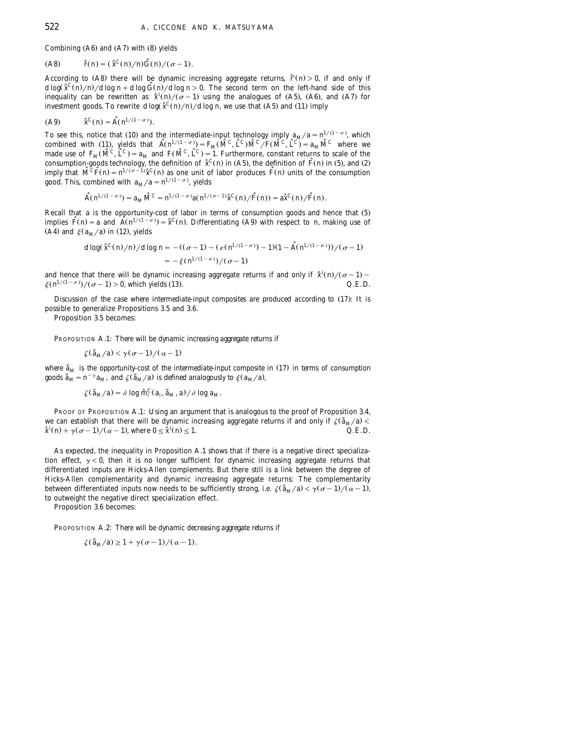Combining (A6) and (A7) with (8) yields

$$\text{(A8)} \qquad \hat{r}(n) = (\hat{x}^C(n)/n)\hat{G}(n)/(\sigma - 1).$$

According to (A8) there will be dynamic increasing aggregate returns, $\hat{r}'(n) > 0$, if and only if $d\log(\hat{x}^C(n)/n)/d\log n + d\log \hat{G}(n)/d\log n > 0$. The second term on the left-hand side of this inequality can be rewritten as $\hat{x}^I(n)/(\sigma-1)$ using the analogues of (A5), (A6), and (A7) for investment goods. To rewrite $d\log(\hat{x}^C(n)/n)/d\log n$, we use that (A5) and (11) imply

$$\text{(A9)} \qquad \hat{x}^C(n) = \hat{A}(n^{1/(1-\sigma)}).$$

To see this, notice that (10) and the intermediate-input technology imply $a_M/a = n^{1/(1-\sigma)}$, which combined with (11), yields that $\hat{A}(n^{1/(1-\sigma)}) = F_M(\hat{M}^C, \hat{L}^C)\hat{M}^C/F(\hat{M}^C, \hat{L}^C) = a_M \hat{M}^C$ where we made use of $F_M(\hat{M}^C, \hat{L}^C) = a_M$ and $F(\hat{M}^C, \hat{L}^C) = 1$. Furthermore, constant returns to scale of the consumption-goods technology, the definition of $\hat{x}^C(n)$ in (A5), the definition of $\hat{F}(n)$ in (5), and (2) imply that $\hat{M}^C\hat{F}(n) = n^{1/(\sigma-1)}\hat{x}^C(n)$ as one unit of labor produces $\hat{F}(n)$ units of the consumption good. This, combined with $a_M/a = n^{1/(1-\sigma)}$, yields

$$\hat{A}(n^{1/(1-\sigma)}) = a_M \hat{M}^C = n^{1/(1-\sigma)}a(n^{1/(\sigma-1)}\hat{x}^C(n)/\hat{F}(n)) = a\hat{x}^C(n)/\hat{F}(n).$$

Recall that $a$ is the opportunity-cost of labor in terms of consumption goods and hence that (5) implies $\hat{F}(n) = a$ and $\hat{A}(n^{1/(1-\sigma)}) = \hat{x}^C(n)$. Differentiating (A9) with respect to $n$, making use of (A4) and $\xi(a_M/a)$ in (12), yields

$$\begin{aligned} d\log(\hat{x}^C(n)/n)/d\log n &= -((\sigma-1) - (\varepsilon(n^{1/(1-\sigma)}) - 1)(1 - \hat{A}(n^{1/(1-\sigma)}))/(\sigma - 1) \\ &= -\xi(n^{1/(1-\sigma)})/(\sigma-1) \end{aligned}$$

and hence that there will be dynamic increasing aggregate returns if and only if $\hat{x}^I(n)/(\sigma-1) - \xi(n^{1/(1-\sigma)})/(\sigma-1) > 0$, which yields (13). Q.E.D.

Discussion of the case where intermediate-input composites are produced according to (17): It is possible to generalize Propositions 3.5 and 3.6.

Proposition 3.5 becomes:

PROPOSITION A.1: *There will be dynamic increasing aggregate returns if*

$$\zeta(\breve{a}_M/a) < \gamma(\sigma-1)/(\alpha-1)$$

*where* $\breve{a}_M$ *is the opportunity-cost of the intermediate-input composite in (17) in terms of consumption goods* $\breve{a}_M = n^{-\gamma}a_M$, *and* $\zeta(\breve{a}_M/a)$ *is defined analogously to* $\xi(a_M/a)$,

$$\zeta(\breve{a}_M/a) = \partial \log \hat{m}_i^C(a_i, \breve{a}_M, a)/\partial \log a_M.$$

PROOF OF PROPOSITION A.1: Using an argument that is analogous to the proof of Proposition 3.4, we can establish that there will be dynamic increasing aggregate returns if and only if $\zeta(\breve{a}_M/a) < \hat{x}^I(n) + \gamma(\sigma-1)/(\alpha-1)$, where $0 \leq \hat{x}^I(n) \leq 1$. Q.E.D.

As expected, the inequality in Proposition A.1 shows that if there is a negative direct specialization effect, $\gamma < 0$, then it is no longer sufficient for dynamic increasing aggregate returns that differentiated inputs are Hicks-Allen complements. But there still is a link between the degree of Hicks-Allen complementarity and dynamic increasing aggregate returns: The complementarity between differentiated inputs now needs to be sufficiently strong, i.e. $\zeta(\breve{a}_M/a) < \gamma(\sigma-1)/(\alpha-1)$, to outweight the negative direct specialization effect.

Proposition 3.6 becomes:

PROPOSITION A.2: *There will be dynamic decreasing aggregate returns if*

$$\zeta(\breve{a}_M/a) \geq 1 + \gamma(\sigma-1)/(\alpha-1).$$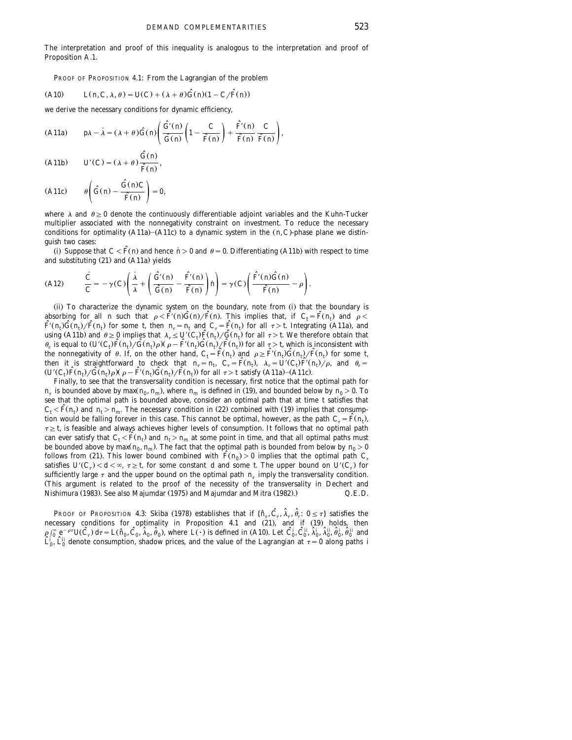The interpretation and proof of this inequality is analogous to the interpretation and proof of Proposition A.1.

PROOF OF PROPOSITION 4.1: From the Lagrangian of the problem

$$\text{(A10)} \qquad L(n, C, \lambda, \theta) = U(C) + (\lambda + \theta)\hat{G}(n)(1 - C/\hat{F}(n))$$

we derive the necessary conditions for dynamic efficiency,

$$\text{(A11a)} \qquad \rho\lambda - \dot{\lambda} = (\lambda + \theta)\hat{G}(n)\left(\frac{\hat{G}'(n)}{\hat{G}(n)}\left(1 - \frac{C}{\hat{F}(n)}\right) + \frac{\hat{F}'(n)}{\hat{F}(n)}\frac{C}{\hat{F}(n)}\right),$$

$$\text{(A11b)} \qquad U'(C) = (\lambda + \theta)\frac{\hat{G}(n)}{\hat{F}(n)},$$

$$\text{(A11c)} \qquad \theta\left(\hat{G}(n) - \frac{\hat{G}(n)C}{\hat{F}(n)}\right) = 0,$$

where $\lambda$ and $\theta \geq 0$ denote the continuously differentiable adjoint variables and the Kuhn-Tucker multiplier associated with the nonnegativity constraint on investment. To reduce the necessary conditions for optimality (A11a)–(A11c) to a dynamic system in the $(n, C)$-phase plane we distinguish two cases:

(i) Suppose that $C < \hat{F}(n)$ and hence $\dot{n} > 0$ and $\theta = 0$. Differentiating (A11b) with respect to time and substituting (21) and (A11a) yields

$$\text{(A12)} \qquad \frac{\dot{C}}{C} = -\gamma(C)\left(\frac{\dot{\lambda}}{\lambda} + \left(\frac{\hat{G}'(n)}{\hat{G}(n)} - \frac{\hat{F}'(n)}{\hat{F}(n)}\right)\dot{n}\right) = \gamma(C)\left(\frac{\hat{F}'(n)\hat{G}(n)}{\hat{F}(n)} - \rho\right).$$

(ii) To characterize the dynamic system on the boundary, note from (i) that the boundary is absorbing for all $n$ such that $\rho < \hat{F}'(n)\hat{G}(n)/\hat{F}(n)$. This implies that, if $C_t = \hat{F}(n_t)$ and $\rho < \hat{F}'(n_t)\hat{G}(n_t)/\hat{F}(n_t)$ for some $t$, then $n_\tau = n_t$ and $C_\tau = \hat{F}(n_t)$ for all $\tau > t$. Integrating (A11a), and using (A11b) and $\theta \geq 0$ implies that $\lambda_\tau \leq U'(C_t)\hat{F}(n_t)/\hat{G}(n_t)$ for all $\tau > t$. We therefore obtain that $\theta_\tau$ is equal to $(U'(C_t)\hat{F}(n_t)/\hat{G}(n_t)\rho)(\rho - \hat{F}'(n_t)\hat{G}(n_t)/\hat{F}(n_t))$ for all $\tau > t$, which is inconsistent with the nonnegativity of $\theta$. If, on the other hand, $C_t = \hat{F}(n_t)$ and $\rho \geq \hat{F}'(n_t)\hat{G}(n_t)/\hat{F}(n_t)$ for some $t$, then it is straightforward to check that $n_\tau = n_t$, $C_\tau = \hat{F}(n_t)$, $\lambda_\tau = U'(C_t)\hat{F}'(n_t)/\rho$, and $\theta_\tau = (U'(C_t)\hat{F}(n_t)/\hat{G}(n_t)\rho)(\rho - \hat{F}'(n_t)\hat{G}(n_t)/\hat{F}(n_t))$ for all $\tau > t$ satisfy (A11a)–(A11c).

Finally, to see that the transversality condition is necessary, first notice that the optimal path for $n_\tau$ is bounded above by $\max(n_0, n_m)$, where $n_m$ is defined in (19), and bounded below by $n_0 > 0$. To see that the optimal path is bounded above, consider an optimal path that at time $t$ satisfies that $C_t < \hat{F}(n_t)$ and $n_t > n_m$. The necessary condition in (22) combined with (19) implies that consumption would be falling forever in this case. This cannot be optimal, however, as the path $C_\tau = \hat{F}(n_t)$, $\tau \geq t$, is feasible and always achieves higher levels of consumption. It follows that no optimal path can ever satisfy that $C_t < \hat{F}(n_t)$ and $n_t > n_m$ at some point in time, and that all optimal paths must be bounded above by $\max(n_0, n_m)$. The fact that the optimal path is bounded from below by $n_0 > 0$ follows from (21). This lower bound combined with $\hat{F}(n_0) > 0$ implies that the optimal path $C_\tau$ satisfies $U'(C_\tau) < d < \infty$, $\tau \geq t$, for some constant $d$ and some $t$. The upper bound on $U'(C_\tau)$ for sufficiently large $\tau$ and the upper bound on the optimal path $n_\tau$ imply the transversality condition. (This argument is related to the proof of the necessity of the transversality in Dechert and Nishimura (1983). See also Majumdar (1975) and Majumdar and Mitra (1982).) Q.E.D.

PROOF OF PROPOSITION 4.3: Skiba (1978) establishes that if $\{\hat{n}_\tau, \hat{C}_\tau, \hat{\lambda}_\tau, \hat{\theta}_\tau\colon 0 \leq \tau\}$ satisfies the necessary conditions for optimality in Proposition 4.1 and (21), and if (19) holds, then $\rho\int_0^\infty e^{-\rho\tau}U(\hat{C}_\tau)\,d\tau = L(\hat{n}_0, \hat{C}_0, \hat{\lambda}_0, \hat{\theta}_0)$, where $L(\cdot)$ is defined in (A10). Let $\hat{C}_0^i, \hat{C}_0^{ii}, \hat{\lambda}_0^i, \hat{\lambda}_0^{ii}, \hat{\theta}_0^i, \hat{\theta}_0^{ii}$ and $\hat{L}_0^i, \hat{L}_0^{ii}$ denote consumption, shadow prices, and the value of the Lagrangian at $\tau = 0$ along paths i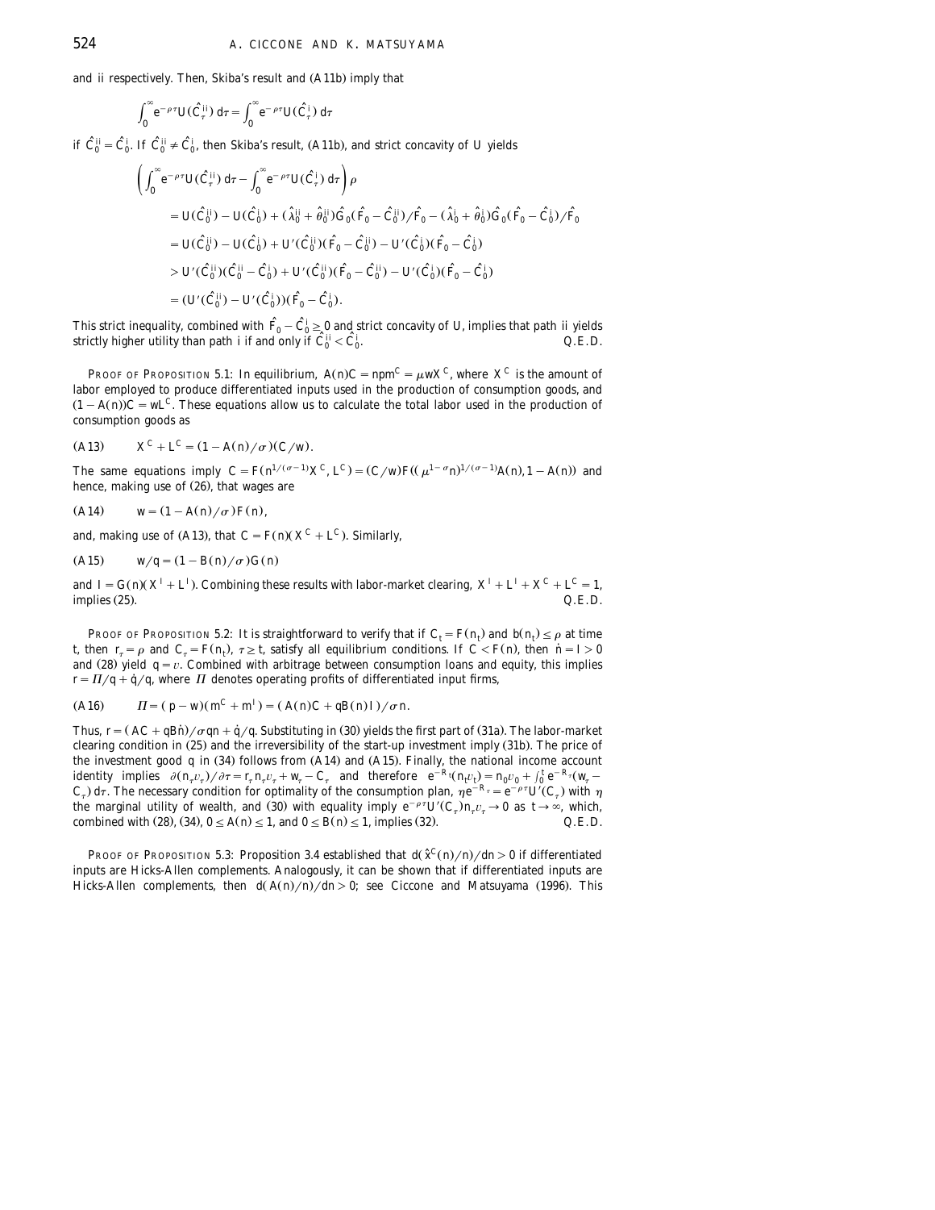and ii respectively. Then, Skiba's result and (A11b) imply that

$$\int_0^\infty e^{-\rho\tau} U(\hat{C}_\tau^{ii})\, d\tau = \int_0^\infty e^{-\rho\tau} U(\hat{C}_\tau^{i})\, d\tau$$

if $\hat{C}_0^{ii} = \hat{C}_0^{i}$. If $\hat{C}_0^{ii} \neq \hat{C}_0^{i}$, then Skiba's result, (A11b), and strict concavity of $U$ yields

$$\begin{aligned}
&\left( \int_0^\infty e^{-\rho\tau} U(\hat{C}_\tau^{ii})\, d\tau - \int_0^\infty e^{-\rho\tau} U(\hat{C}_\tau^{i})\, d\tau \right)\rho \\
&\quad = U(\hat{C}_0^{ii}) - U(\hat{C}_0^{i}) + (\hat{\lambda}_0^{ii} + \hat{\theta}_0^{ii})\hat{G}_0(\hat{F}_0 - \hat{C}_0^{ii})/\hat{F}_0 - (\hat{\lambda}_0^{i} + \hat{\theta}_0^{i})\hat{G}_0(\hat{F}_0 - \hat{C}_0^{i})/\hat{F}_0 \\
&\quad = U(\hat{C}_0^{ii}) - U(\hat{C}_0^{i}) + U'(\hat{C}_0^{ii})(\hat{F}_0 - \hat{C}_0^{ii}) - U'(\hat{C}_0^{i})(\hat{F}_0 - \hat{C}_0^{i}) \\
&\quad > U'(\hat{C}_0^{ii})(\hat{C}_0^{ii} - \hat{C}_0^{i}) + U'(\hat{C}_0^{ii})(\hat{F}_0 - \hat{C}_0^{ii}) - U'(\hat{C}_0^{i})(\hat{F}_0 - \hat{C}_0^{i}) \\
&\quad = (U'(\hat{C}_0^{ii}) - U'(\hat{C}_0^{i}))(\hat{F}_0 - \hat{C}_0^{i}).
\end{aligned}$$

This strict inequality, combined with $\hat{F}_0 - \hat{C}_0^{i} \geq 0$ and strict concavity of $U$, implies that path ii yields strictly higher utility than path i if and only if $\hat{C}_0^{ii} < \hat{C}_0^{i}$. Q.E.D.

*Proof of Proposition* 5.1: In equilibrium, $A(n)C = npm^C = \mu w X^C$, where $X^C$ is the amount of labor employed to produce differentiated inputs used in the production of consumption goods, and $(1 - A(n))C = wL^C$. These equations allow us to calculate the total labor used in the production of consumption goods as

$$X^C + L^C = (1 - A(n)/\sigma)(C/w). \tag{A13}$$

The same equations imply $C = F(n^{1/(\sigma-1)}X^C, L^C) = (C/w)F((\mu^{1-\sigma}n)^{1/(\sigma-1)}A(n), 1 - A(n))$ and hence, making use of (26), that wages are

$$w = (1 - A(n)/\sigma)F(n), \tag{A14}$$

and, making use of (A13), that $C = F(n)(X^C + L^C)$. Similarly,

$$w/q = (1 - B(n)/\sigma)G(n) \tag{A15}$$

and $I = G(n)(X^I + L^I)$. Combining these results with labor-market clearing, $X^I + L^I + X^C + L^C = 1$, implies (25). Q.E.D.

*Proof of Proposition* 5.2: It is straightforward to verify that if $C_t = F(n_t)$ and $b(n_t) \leq \rho$ at time $t$, then $r_\tau = \rho$ and $C_\tau = F(n_t)$, $\tau \geq t$, satisfy all equilibrium conditions. If $C < F(n)$, then $\dot{n} = I > 0$ and (28) yield $q = v$. Combined with arbitrage between consumption loans and equity, this implies $r = \Pi/q + \dot{q}/q$, where $\Pi$ denotes operating profits of differentiated input firms,

$$\Pi = (p - w)(m^C + m^I) = (A(n)C + qB(n)I)/\sigma n. \tag{A16}$$

Thus, $r = (AC + qB\dot{n})/\sigma qn + \dot{q}/q$. Substituting in (30) yields the first part of (31a). The labor-market clearing condition in (25) and the irreversibility of the start-up investment imply (31b). The price of the investment good $q$ in (34) follows from (A14) and (A15). Finally, the national income account identity implies $\partial(n_\tau v_\tau)/\partial\tau = r_\tau n_\tau v_\tau + w_\tau - C_\tau$ and therefore $e^{-R_t}(n_t v_t) = n_0 v_0 + \int_0^t e^{-R_\tau}(w_\tau - C_\tau)\, d\tau$. The necessary condition for optimality of the consumption plan, $\eta e^{-R_\tau} = e^{-\rho\tau}U'(C_\tau)$ with $\eta$ the marginal utility of wealth, and (30) with equality imply $e^{-\rho\tau}U'(C_\tau)n_\tau v_\tau \to 0$ as $t \to \infty$, which, combined with (28), (34), $0 \leq A(n) \leq 1$, and $0 \leq B(n) \leq 1$, implies (32). Q.E.D.

*Proof of Proposition* 5.3: Proposition 3.4 established that $d(\hat{x}^C(n)/n)/dn > 0$ if differentiated inputs are Hicks-Allen complements. Analogously, it can be shown that if differentiated inputs are Hicks-Allen complements, then $d(A(n)/n)/dn > 0$; see Ciccone and Matsuyama (1996). This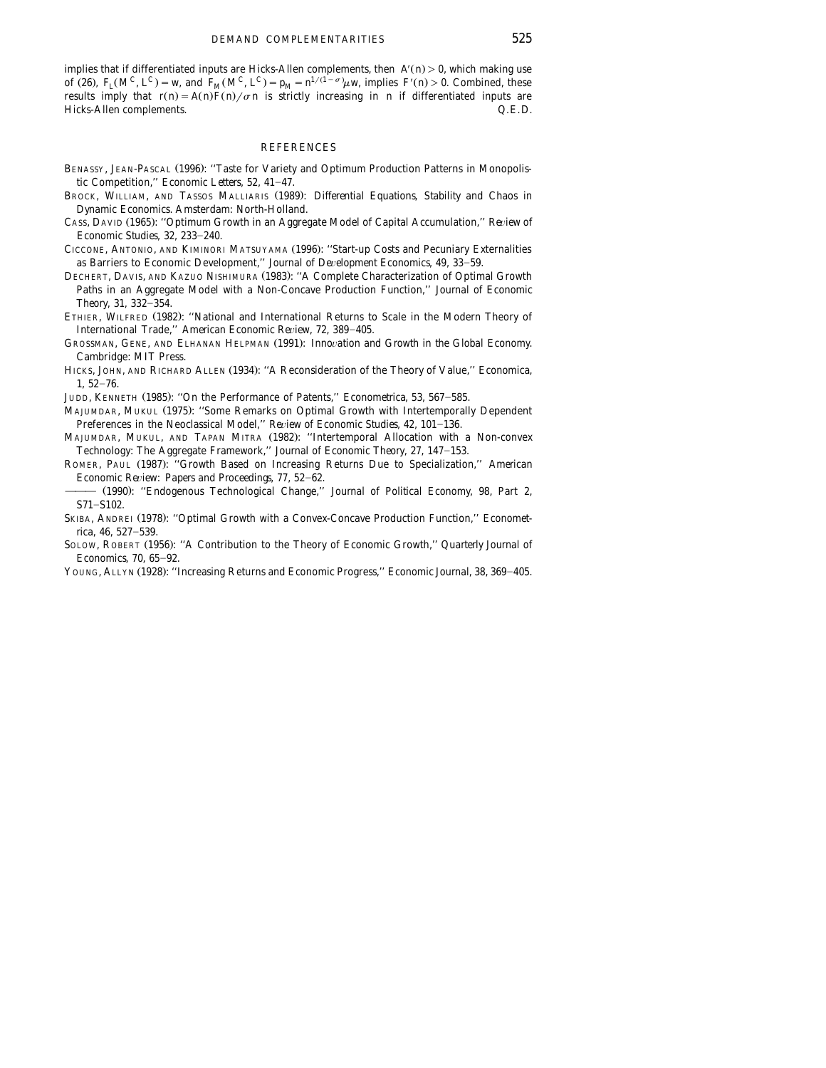implies that if differentiated inputs are Hicks-Allen complements, then $A'(n) > 0$, which making use of (26), $F_L(M^C, L^C) = w$, and $F_M(M^C, L^C) = p_M = n^{1/(1-\sigma)}\mu w$, implies $F'(n) > 0$. Combined, these results imply that $r(n) = A(n)F(n)/\sigma n$ is strictly increasing in $n$ if differentiated inputs are Hicks-Allen complements. Q.E.D.

## REFERENCES

BENASSY, JEAN-PASCAL (1996): "Taste for Variety and Optimum Production Patterns in Monopolistic Competition," *Economic Letters*, 52, 41–47.

BROCK, WILLIAM, AND TASSOS MALLIARIS (1989): *Differential Equations, Stability and Chaos in Dynamic Economics*. Amsterdam: North-Holland.

CASS, DAVID (1965): "Optimum Growth in an Aggregate Model of Capital Accumulation," *Review of Economic Studies*, 32, 233–240.

CICCONE, ANTONIO, AND KIMINORI MATSUYAMA (1996): "Start-up Costs and Pecuniary Externalities as Barriers to Economic Development," *Journal of Development Economics*, 49, 33–59.

DECHERT, DAVIS, AND KAZUO NISHIMURA (1983): "A Complete Characterization of Optimal Growth Paths in an Aggregate Model with a Non-Concave Production Function," *Journal of Economic Theory*, 31, 332–354.

ETHIER, WILFRED (1982): "National and International Returns to Scale in the Modern Theory of International Trade," *American Economic Review*, 72, 389–405.

GROSSMAN, GENE, AND ELHANAN HELPMAN (1991): *Innovation and Growth in the Global Economy*. Cambridge: MIT Press.

HICKS, JOHN, AND RICHARD ALLEN (1934): "A Reconsideration of the Theory of Value," *Economica*, 1, 52–76.

JUDD, KENNETH (1985): "On the Performance of Patents," *Econometrica*, 53, 567–585.

MAJUMDAR, MUKUL (1975): "Some Remarks on Optimal Growth with Intertemporally Dependent Preferences in the Neoclassical Model," *Review of Economic Studies*, 42, 101–136.

MAJUMDAR, MUKUL, AND TAPAN MITRA (1982): "Intertemporal Allocation with a Non-convex Technology: The Aggregate Framework," *Journal of Economic Theory*, 27, 147–153.

ROMER, PAUL (1987): "Growth Based on Increasing Returns Due to Specialization," *American Economic Review: Papers and Proceedings*, 77, 52–62.

——— (1990): "Endogenous Technological Change," *Journal of Political Economy*, 98, Part 2, S71–S102.

SKIBA, ANDREI (1978): "Optimal Growth with a Convex-Concave Production Function," *Econometrica*, 46, 527–539.

SOLOW, ROBERT (1956): "A Contribution to the Theory of Economic Growth," *Quarterly Journal of Economics*, 70, 65–92.

YOUNG, ALLYN (1928): "Increasing Returns and Economic Progress," *Economic Journal*, 38, 369–405.